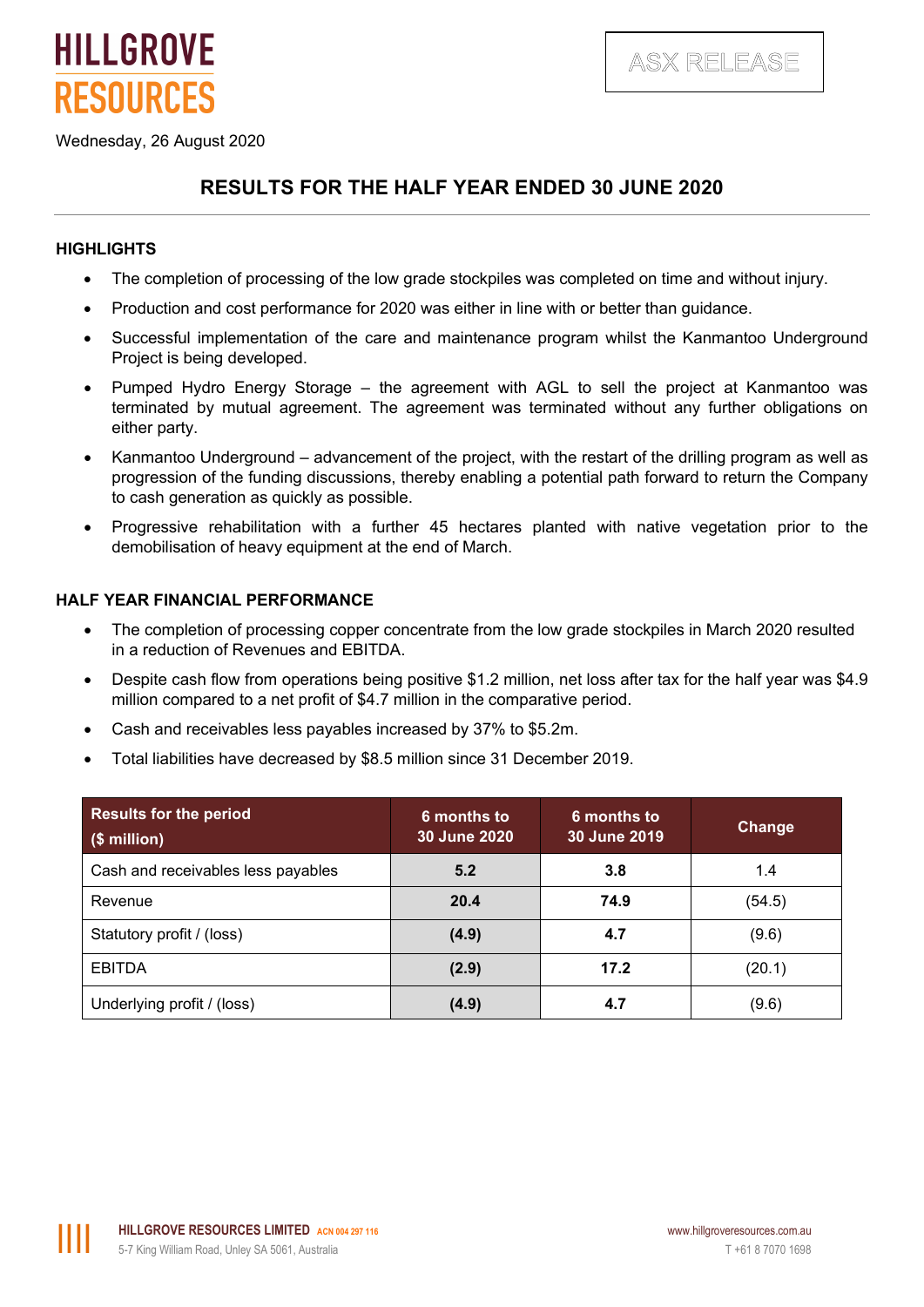HILLGROVE RESOURCES

ASX RELEASE

Wednesday, 26 August 2020

# RESULTS FOR THE HALF YEAR ENDED 30 JUNE 2020

## HIGHLIGHTS

- The completion of processing of the low grade stockpiles was completed on time and without injury.
- Production and cost performance for 2020 was either in line with or better than guidance.
- Successful implementation of the care and maintenance program whilst the Kanmantoo Underground Project is being developed.
- Pumped Hydro Energy Storage – the agreement with AGL to sell the project at Kanmantoo was terminated by mutual agreement. The agreement was terminated without any further obligations on either party.
- Kanmantoo Underground – advancement of the project, with the restart of the drilling program as well as progression of the funding discussions, thereby enabling a potential path forward to return the Company to cash generation as quickly as possible.
- Progressive rehabilitation with a further 45 hectares planted with native vegetation prior to the demobilisation of heavy equipment at the end of March.

## HALF YEAR FINANCIAL PERFORMANCE

- The completion of processing copper concentrate from the low grade stockpiles in March 2020 resulted in a reduction of Revenues and EBITDA.
- Despite cash flow from operations being positive $1.2 million, net loss after tax for the half year was $4.9 million compared to a net profit of $4.7 million in the comparative period.
- Cash and receivables less payables increased by 37% to $5.2m.
- Total liabilities have decreased by $8.5 million since 31 December 2019.

| Results for the period ($ million) | 6 months to 30 June 2020 | 6 months to 30 June 2019 | Change |
|---|---|---|---|
| Cash and receivables less payables | **5.2** | **3.8** | 1.4 |
| Revenue | **20.4** | **74.9** | (54.5) |
| Statutory profit / (loss) | **(4.9)** | **4.7** | (9.6) |
| EBITDA | **(2.9)** | **17.2** | (20.1) |
| Underlying profit / (loss) | **(4.9)** | **4.7** | (9.6) |

HILLGROVE RESOURCES LIMITED ACN 004 297 116
5-7 King William Road, Unley SA 5061, Australia
www.hillgroveresources.com.au
T +61 8 7070 1698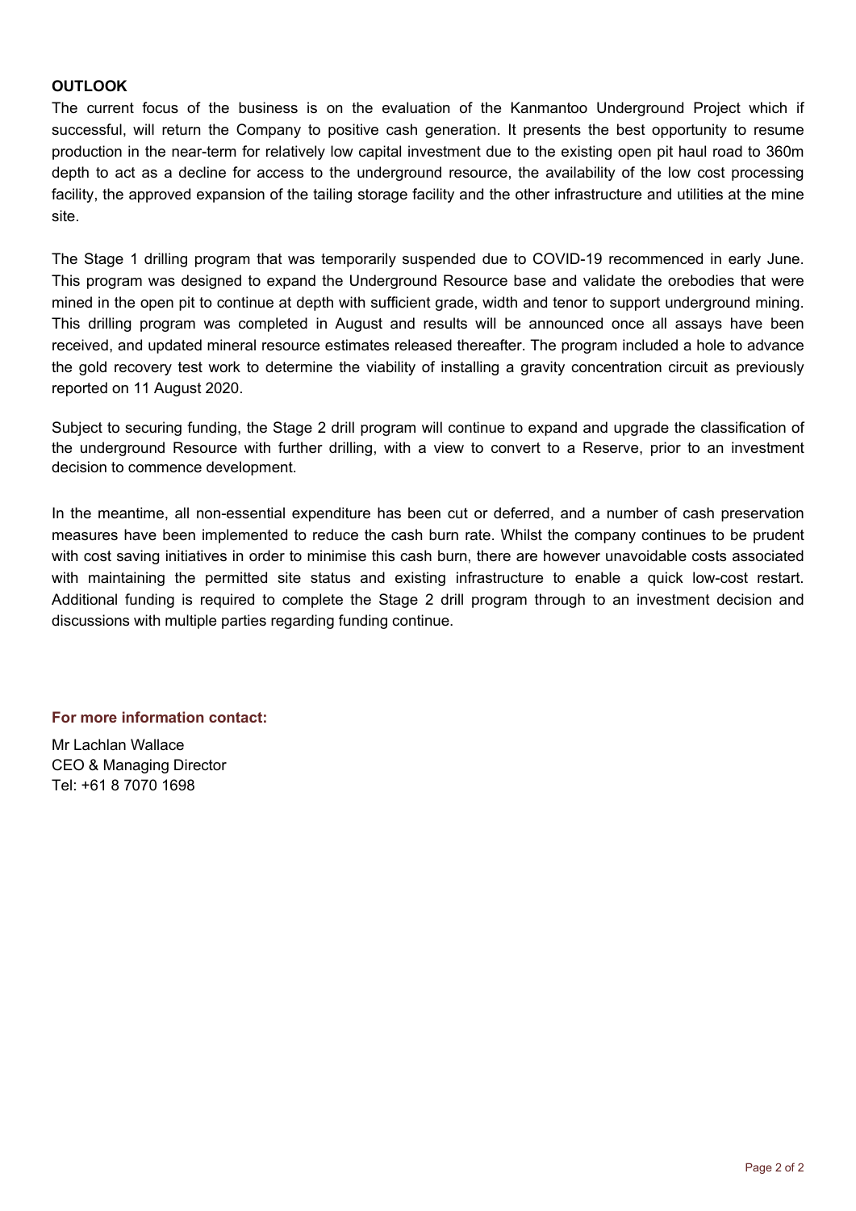## OUTLOOK

The current focus of the business is on the evaluation of the Kanmantoo Underground Project which if successful, will return the Company to positive cash generation. It presents the best opportunity to resume production in the near-term for relatively low capital investment due to the existing open pit haul road to 360m depth to act as a decline for access to the underground resource, the availability of the low cost processing facility, the approved expansion of the tailing storage facility and the other infrastructure and utilities at the mine site.

The Stage 1 drilling program that was temporarily suspended due to COVID-19 recommenced in early June. This program was designed to expand the Underground Resource base and validate the orebodies that were mined in the open pit to continue at depth with sufficient grade, width and tenor to support underground mining. This drilling program was completed in August and results will be announced once all assays have been received, and updated mineral resource estimates released thereafter. The program included a hole to advance the gold recovery test work to determine the viability of installing a gravity concentration circuit as previously reported on 11 August 2020.

Subject to securing funding, the Stage 2 drill program will continue to expand and upgrade the classification of the underground Resource with further drilling, with a view to convert to a Reserve, prior to an investment decision to commence development.

In the meantime, all non-essential expenditure has been cut or deferred, and a number of cash preservation measures have been implemented to reduce the cash burn rate. Whilst the company continues to be prudent with cost saving initiatives in order to minimise this cash burn, there are however unavoidable costs associated with maintaining the permitted site status and existing infrastructure to enable a quick low-cost restart. Additional funding is required to complete the Stage 2 drill program through to an investment decision and discussions with multiple parties regarding funding continue.

**For more information contact:**

Mr Lachlan Wallace
CEO & Managing Director
Tel: +61 8 7070 1698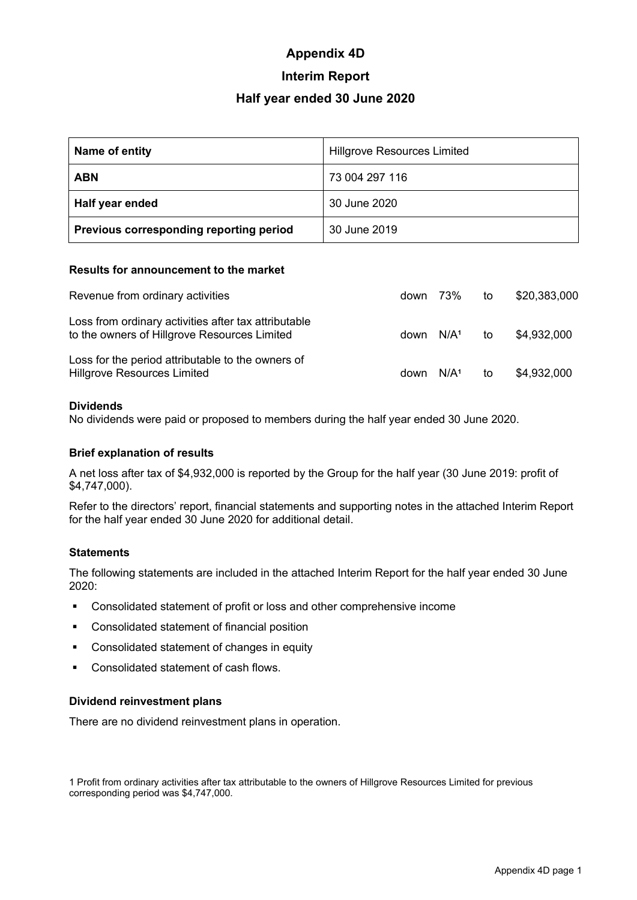# Appendix 4D

## Interim Report

## Half year ended 30 June 2020

| Name of entity | Hillgrove Resources Limited |
|---|---|
| **ABN** | 73 004 297 116 |
| **Half year ended** | 30 June 2020 |
| **Previous corresponding reporting period** | 30 June 2019 |

### Results for announcement to the market

| | | | | |
|---|---|---|---|---|
| Revenue from ordinary activities | down | 73% | to | $20,383,000 |
| Loss from ordinary activities after tax attributable to the owners of Hillgrove Resources Limited | down | N/A[1] | to | $4,932,000 |
| Loss for the period attributable to the owners of Hillgrove Resources Limited | down | N/A[1] | to | $4,932,000 |

### Dividends

No dividends were paid or proposed to members during the half year ended 30 June 2020.

### Brief explanation of results

A net loss after tax of $4,932,000 is reported by the Group for the half year (30 June 2019: profit of $4,747,000).

Refer to the directors' report, financial statements and supporting notes in the attached Interim Report for the half year ended 30 June 2020 for additional detail.

### Statements

The following statements are included in the attached Interim Report for the half year ended 30 June 2020:

- Consolidated statement of profit or loss and other comprehensive income
- Consolidated statement of financial position
- Consolidated statement of changes in equity
- Consolidated statement of cash flows.

### Dividend reinvestment plans

There are no dividend reinvestment plans in operation.

1 Profit from ordinary activities after tax attributable to the owners of Hillgrove Resources Limited for previous corresponding period was $4,747,000.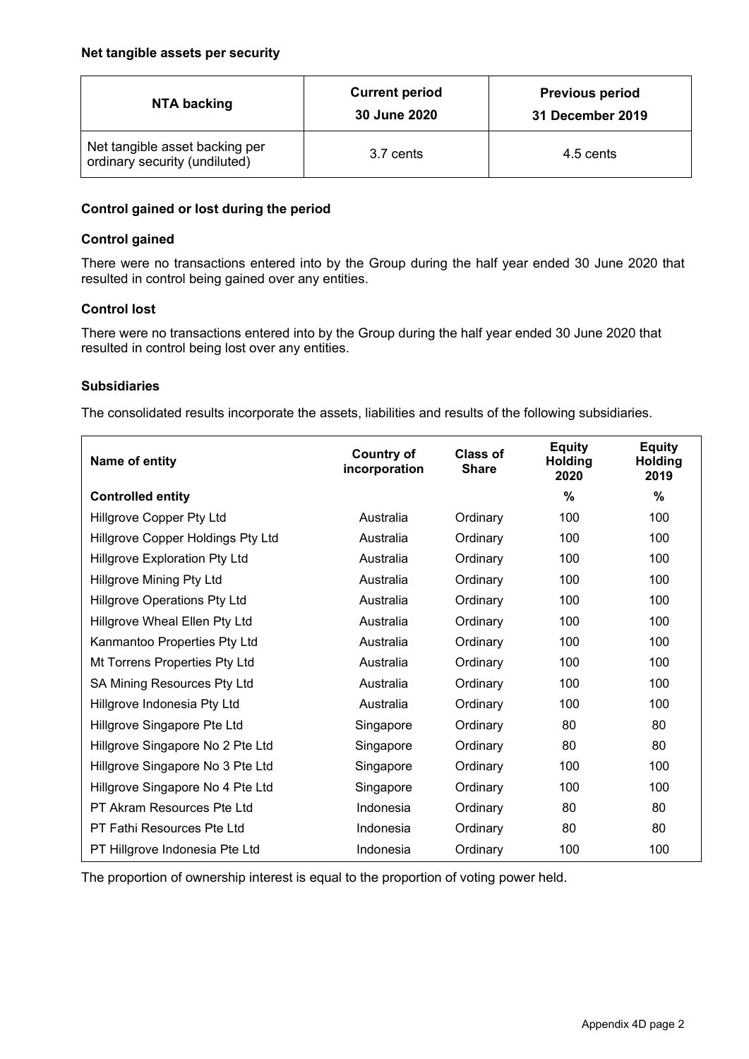### Net tangible assets per security

| NTA backing | Current period 30 June 2020 | Previous period 31 December 2019 |
| --- | --- | --- |
| Net tangible asset backing per ordinary security (undiluted) | 3.7 cents | 4.5 cents |

### Control gained or lost during the period

### Control gained

There were no transactions entered into by the Group during the half year ended 30 June 2020 that resulted in control being gained over any entities.

### Control lost

There were no transactions entered into by the Group during the half year ended 30 June 2020 that resulted in control being lost over any entities.

### Subsidiaries

The consolidated results incorporate the assets, liabilities and results of the following subsidiaries.

| Name of entity | Country of incorporation | Class of Share | Equity Holding 2020 | Equity Holding 2019 |
| --- | --- | --- | --- | --- |
| **Controlled entity** | | | **%** | **%** |
| Hillgrove Copper Pty Ltd | Australia | Ordinary | 100 | 100 |
| Hillgrove Copper Holdings Pty Ltd | Australia | Ordinary | 100 | 100 |
| Hillgrove Exploration Pty Ltd | Australia | Ordinary | 100 | 100 |
| Hillgrove Mining Pty Ltd | Australia | Ordinary | 100 | 100 |
| Hillgrove Operations Pty Ltd | Australia | Ordinary | 100 | 100 |
| Hillgrove Wheal Ellen Pty Ltd | Australia | Ordinary | 100 | 100 |
| Kanmantoo Properties Pty Ltd | Australia | Ordinary | 100 | 100 |
| Mt Torrens Properties Pty Ltd | Australia | Ordinary | 100 | 100 |
| SA Mining Resources Pty Ltd | Australia | Ordinary | 100 | 100 |
| Hillgrove Indonesia Pty Ltd | Australia | Ordinary | 100 | 100 |
| Hillgrove Singapore Pte Ltd | Singapore | Ordinary | 80 | 80 |
| Hillgrove Singapore No 2 Pte Ltd | Singapore | Ordinary | 80 | 80 |
| Hillgrove Singapore No 3 Pte Ltd | Singapore | Ordinary | 100 | 100 |
| Hillgrove Singapore No 4 Pte Ltd | Singapore | Ordinary | 100 | 100 |
| PT Akram Resources Pte Ltd | Indonesia | Ordinary | 80 | 80 |
| PT Fathi Resources Pte Ltd | Indonesia | Ordinary | 80 | 80 |
| PT Hillgrove Indonesia Pte Ltd | Indonesia | Ordinary | 100 | 100 |

The proportion of ownership interest is equal to the proportion of voting power held.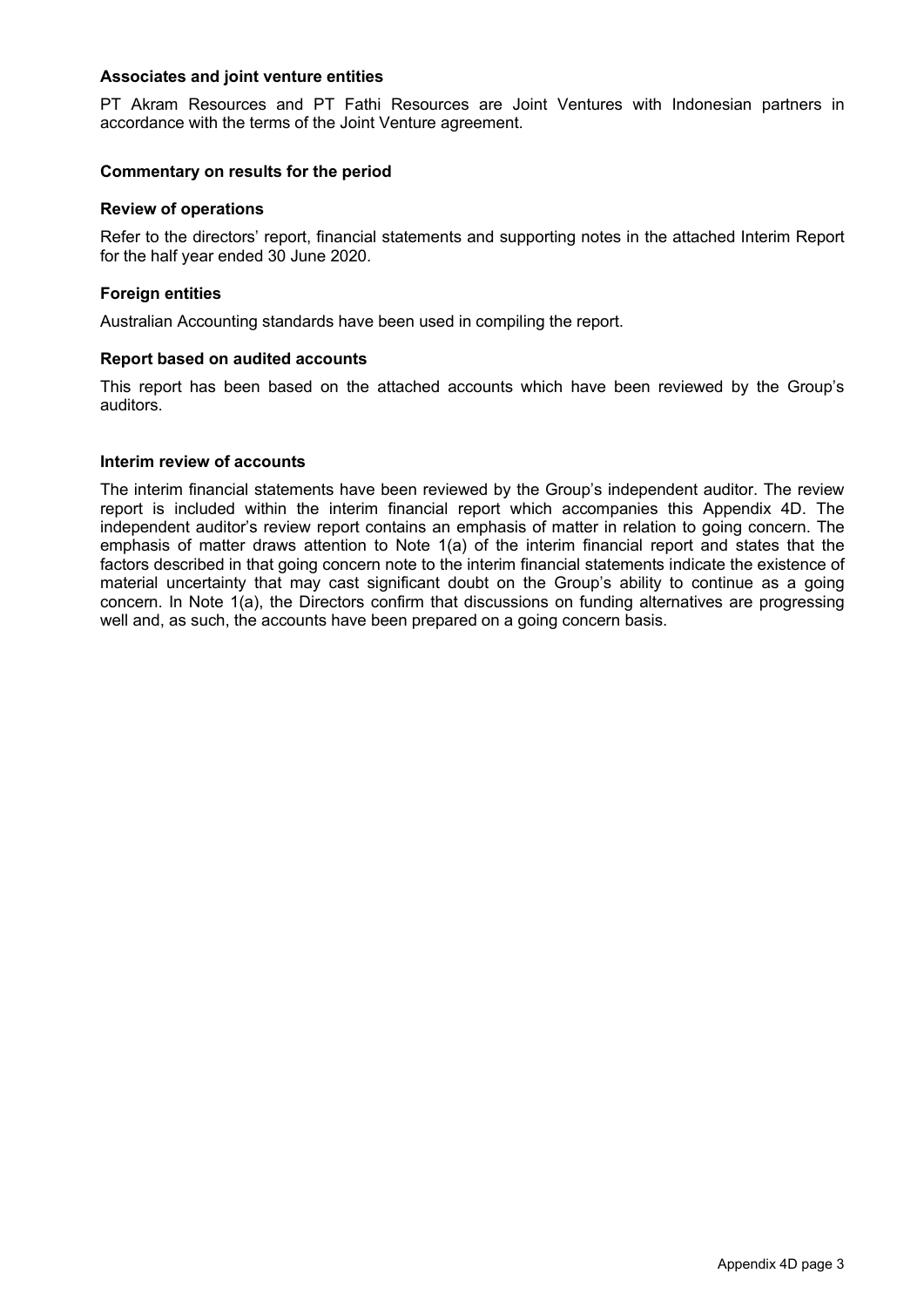**Associates and joint venture entities**

PT Akram Resources and PT Fathi Resources are Joint Ventures with Indonesian partners in accordance with the terms of the Joint Venture agreement.

**Commentary on results for the period**

**Review of operations**

Refer to the directors' report, financial statements and supporting notes in the attached Interim Report for the half year ended 30 June 2020.

**Foreign entities**

Australian Accounting standards have been used in compiling the report.

**Report based on audited accounts**

This report has been based on the attached accounts which have been reviewed by the Group's auditors.

**Interim review of accounts**

The interim financial statements have been reviewed by the Group's independent auditor. The review report is included within the interim financial report which accompanies this Appendix 4D. The independent auditor's review report contains an emphasis of matter in relation to going concern. The emphasis of matter draws attention to Note 1(a) of the interim financial report and states that the factors described in that going concern note to the interim financial statements indicate the existence of material uncertainty that may cast significant doubt on the Group's ability to continue as a going concern. In Note 1(a), the Directors confirm that discussions on funding alternatives are progressing well and, as such, the accounts have been prepared on a going concern basis.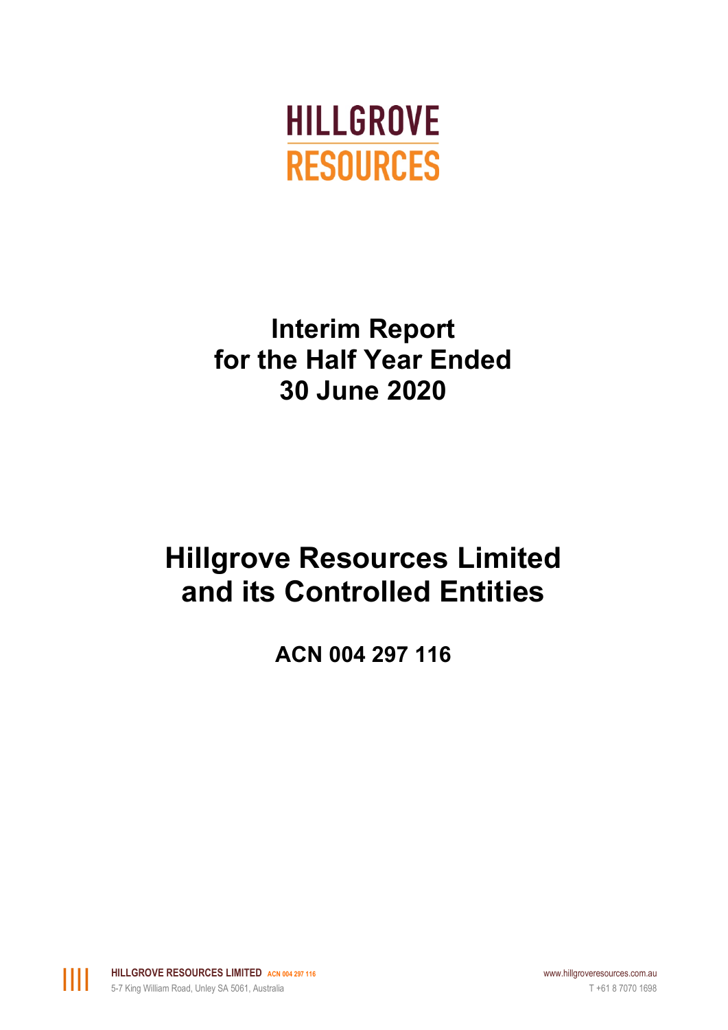# HILLGROVE RESOURCES

# Interim Report for the Half Year Ended 30 June 2020

# Hillgrove Resources Limited and its Controlled Entities

## ACN 004 297 116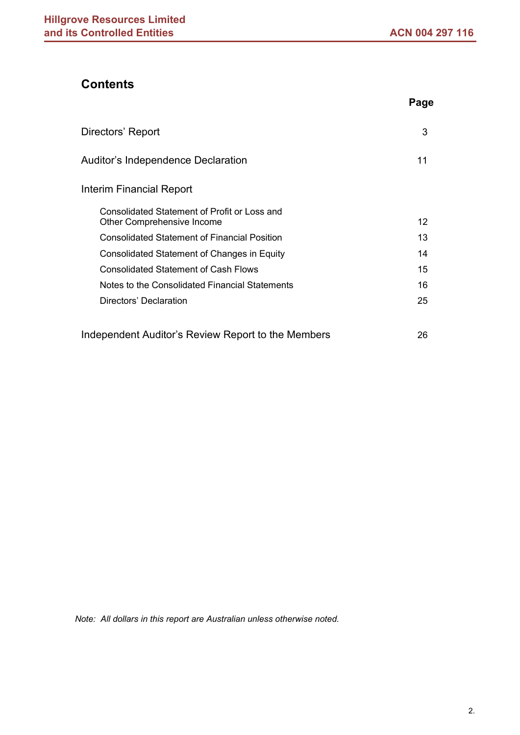## Contents

| | Page |
|---|---|
| Directors' Report | 3 |
| Auditor's Independence Declaration | 11 |
| Interim Financial Report | |
| Consolidated Statement of Profit or Loss and Other Comprehensive Income | 12 |
| Consolidated Statement of Financial Position | 13 |
| Consolidated Statement of Changes in Equity | 14 |
| Consolidated Statement of Cash Flows | 15 |
| Notes to the Consolidated Financial Statements | 16 |
| Directors' Declaration | 25 |
| Independent Auditor's Review Report to the Members | 26 |

*Note: All dollars in this report are Australian unless otherwise noted.*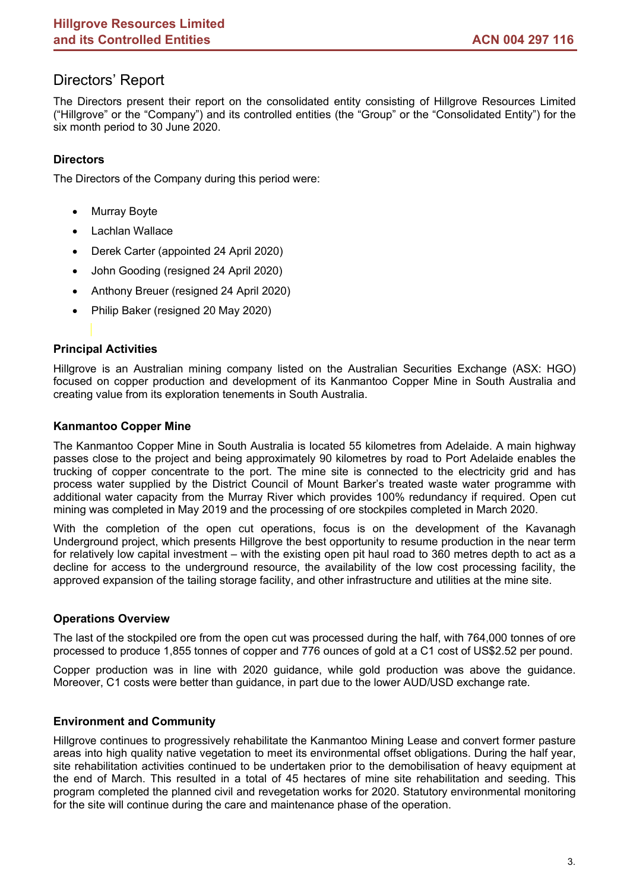# Directors' Report

The Directors present their report on the consolidated entity consisting of Hillgrove Resources Limited ("Hillgrove" or the "Company") and its controlled entities (the "Group" or the "Consolidated Entity") for the six month period to 30 June 2020.

### Directors

The Directors of the Company during this period were:

- Murray Boyte
- Lachlan Wallace
- Derek Carter (appointed 24 April 2020)
- John Gooding (resigned 24 April 2020)
- Anthony Breuer (resigned 24 April 2020)
- Philip Baker (resigned 20 May 2020)

### Principal Activities

Hillgrove is an Australian mining company listed on the Australian Securities Exchange (ASX: HGO) focused on copper production and development of its Kanmantoo Copper Mine in South Australia and creating value from its exploration tenements in South Australia.

### Kanmantoo Copper Mine

The Kanmantoo Copper Mine in South Australia is located 55 kilometres from Adelaide. A main highway passes close to the project and being approximately 90 kilometres by road to Port Adelaide enables the trucking of copper concentrate to the port. The mine site is connected to the electricity grid and has process water supplied by the District Council of Mount Barker's treated waste water programme with additional water capacity from the Murray River which provides 100% redundancy if required. Open cut mining was completed in May 2019 and the processing of ore stockpiles completed in March 2020.

With the completion of the open cut operations, focus is on the development of the Kavanagh Underground project, which presents Hillgrove the best opportunity to resume production in the near term for relatively low capital investment – with the existing open pit haul road to 360 metres depth to act as a decline for access to the underground resource, the availability of the low cost processing facility, the approved expansion of the tailing storage facility, and other infrastructure and utilities at the mine site.

### Operations Overview

The last of the stockpiled ore from the open cut was processed during the half, with 764,000 tonnes of ore processed to produce 1,855 tonnes of copper and 776 ounces of gold at a C1 cost of US$2.52 per pound.

Copper production was in line with 2020 guidance, while gold production was above the guidance. Moreover, C1 costs were better than guidance, in part due to the lower AUD/USD exchange rate.

### Environment and Community

Hillgrove continues to progressively rehabilitate the Kanmantoo Mining Lease and convert former pasture areas into high quality native vegetation to meet its environmental offset obligations. During the half year, site rehabilitation activities continued to be undertaken prior to the demobilisation of heavy equipment at the end of March. This resulted in a total of 45 hectares of mine site rehabilitation and seeding. This program completed the planned civil and revegetation works for 2020. Statutory environmental monitoring for the site will continue during the care and maintenance phase of the operation.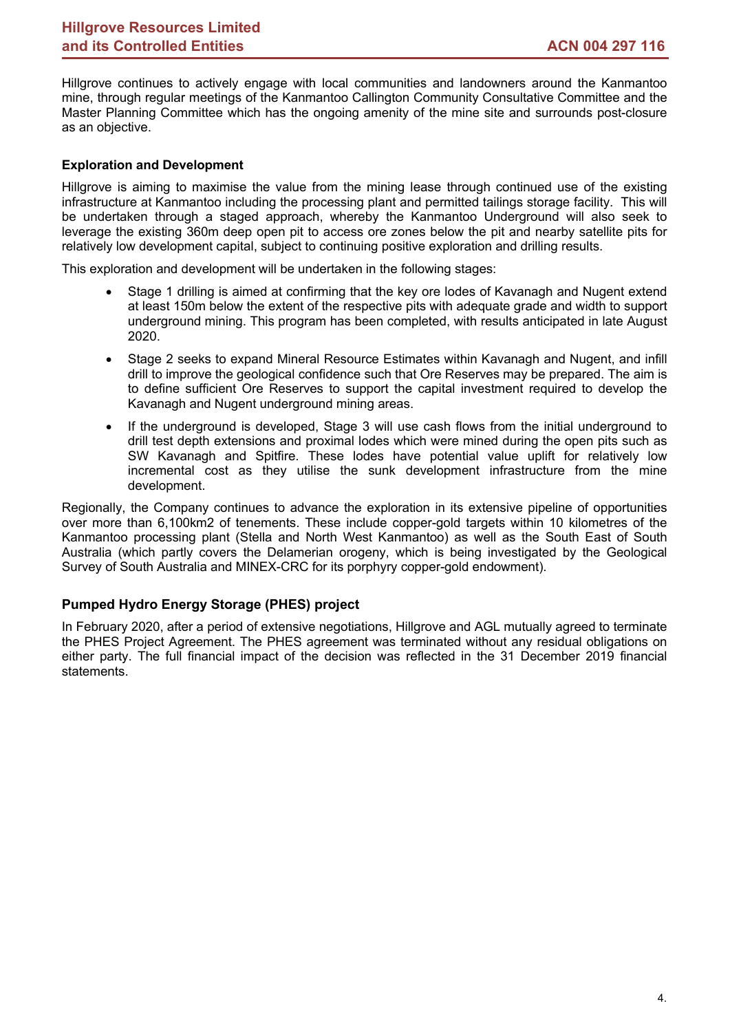Hillgrove continues to actively engage with local communities and landowners around the Kanmantoo mine, through regular meetings of the Kanmantoo Callington Community Consultative Committee and the Master Planning Committee which has the ongoing amenity of the mine site and surrounds post-closure as an objective.

**Exploration and Development**

Hillgrove is aiming to maximise the value from the mining lease through continued use of the existing infrastructure at Kanmantoo including the processing plant and permitted tailings storage facility. This will be undertaken through a staged approach, whereby the Kanmantoo Underground will also seek to leverage the existing 360m deep open pit to access ore zones below the pit and nearby satellite pits for relatively low development capital, subject to continuing positive exploration and drilling results.

This exploration and development will be undertaken in the following stages:

- Stage 1 drilling is aimed at confirming that the key ore lodes of Kavanagh and Nugent extend at least 150m below the extent of the respective pits with adequate grade and width to support underground mining. This program has been completed, with results anticipated in late August 2020.
- Stage 2 seeks to expand Mineral Resource Estimates within Kavanagh and Nugent, and infill drill to improve the geological confidence such that Ore Reserves may be prepared. The aim is to define sufficient Ore Reserves to support the capital investment required to develop the Kavanagh and Nugent underground mining areas.
- If the underground is developed, Stage 3 will use cash flows from the initial underground to drill test depth extensions and proximal lodes which were mined during the open pits such as SW Kavanagh and Spitfire. These lodes have potential value uplift for relatively low incremental cost as they utilise the sunk development infrastructure from the mine development.

Regionally, the Company continues to advance the exploration in its extensive pipeline of opportunities over more than 6,100km2 of tenements. These include copper-gold targets within 10 kilometres of the Kanmantoo processing plant (Stella and North West Kanmantoo) as well as the South East of South Australia (which partly covers the Delamerian orogeny, which is being investigated by the Geological Survey of South Australia and MINEX-CRC for its porphyry copper-gold endowment).

**Pumped Hydro Energy Storage (PHES) project**

In February 2020, after a period of extensive negotiations, Hillgrove and AGL mutually agreed to terminate the PHES Project Agreement. The PHES agreement was terminated without any residual obligations on either party. The full financial impact of the decision was reflected in the 31 December 2019 financial statements.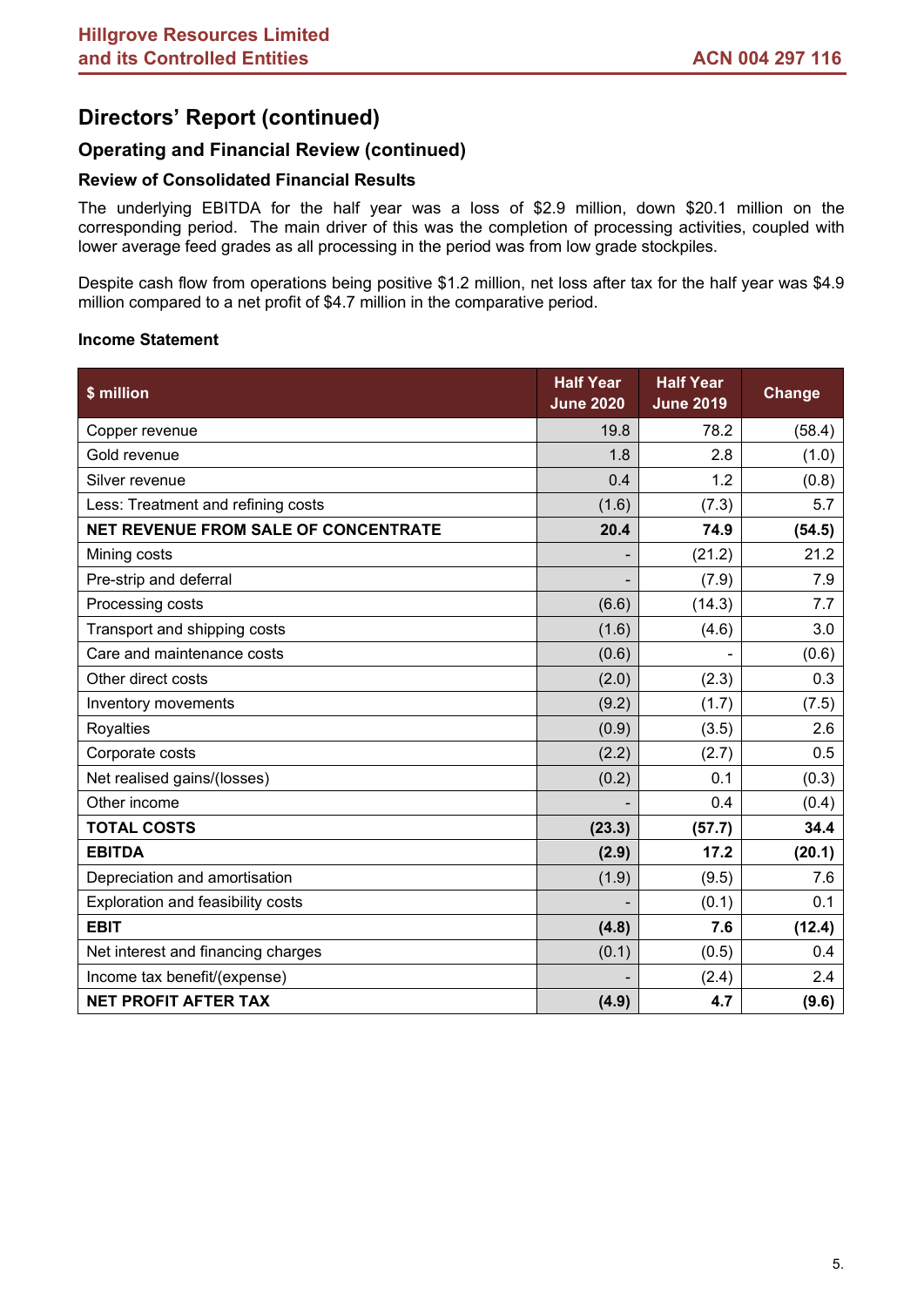# Directors' Report (continued)

## Operating and Financial Review (continued)

### Review of Consolidated Financial Results

The underlying EBITDA for the half year was a loss of $2.9 million, down $20.1 million on the corresponding period. The main driver of this was the completion of processing activities, coupled with lower average feed grades as all processing in the period was from low grade stockpiles.

Despite cash flow from operations being positive $1.2 million, net loss after tax for the half year was $4.9 million compared to a net profit of $4.7 million in the comparative period.

### Income Statement

| $ million | Half Year June 2020 | Half Year June 2019 | Change |
|---|---|---|---|
| Copper revenue | 19.8 | 78.2 | (58.4) |
| Gold revenue | 1.8 | 2.8 | (1.0) |
| Silver revenue | 0.4 | 1.2 | (0.8) |
| Less: Treatment and refining costs | (1.6) | (7.3) | 5.7 |
| **NET REVENUE FROM SALE OF CONCENTRATE** | **20.4** | **74.9** | **(54.5)** |
| Mining costs | - | (21.2) | 21.2 |
| Pre-strip and deferral | - | (7.9) | 7.9 |
| Processing costs | (6.6) | (14.3) | 7.7 |
| Transport and shipping costs | (1.6) | (4.6) | 3.0 |
| Care and maintenance costs | (0.6) | - | (0.6) |
| Other direct costs | (2.0) | (2.3) | 0.3 |
| Inventory movements | (9.2) | (1.7) | (7.5) |
| Royalties | (0.9) | (3.5) | 2.6 |
| Corporate costs | (2.2) | (2.7) | 0.5 |
| Net realised gains/(losses) | (0.2) | 0.1 | (0.3) |
| Other income | - | 0.4 | (0.4) |
| **TOTAL COSTS** | **(23.3)** | **(57.7)** | **34.4** |
| **EBITDA** | **(2.9)** | **17.2** | **(20.1)** |
| Depreciation and amortisation | (1.9) | (9.5) | 7.6 |
| Exploration and feasibility costs | - | (0.1) | 0.1 |
| **EBIT** | **(4.8)** | **7.6** | **(12.4)** |
| Net interest and financing charges | (0.1) | (0.5) | 0.4 |
| Income tax benefit/(expense) | - | (2.4) | 2.4 |
| **NET PROFIT AFTER TAX** | **(4.9)** | **4.7** | **(9.6)** |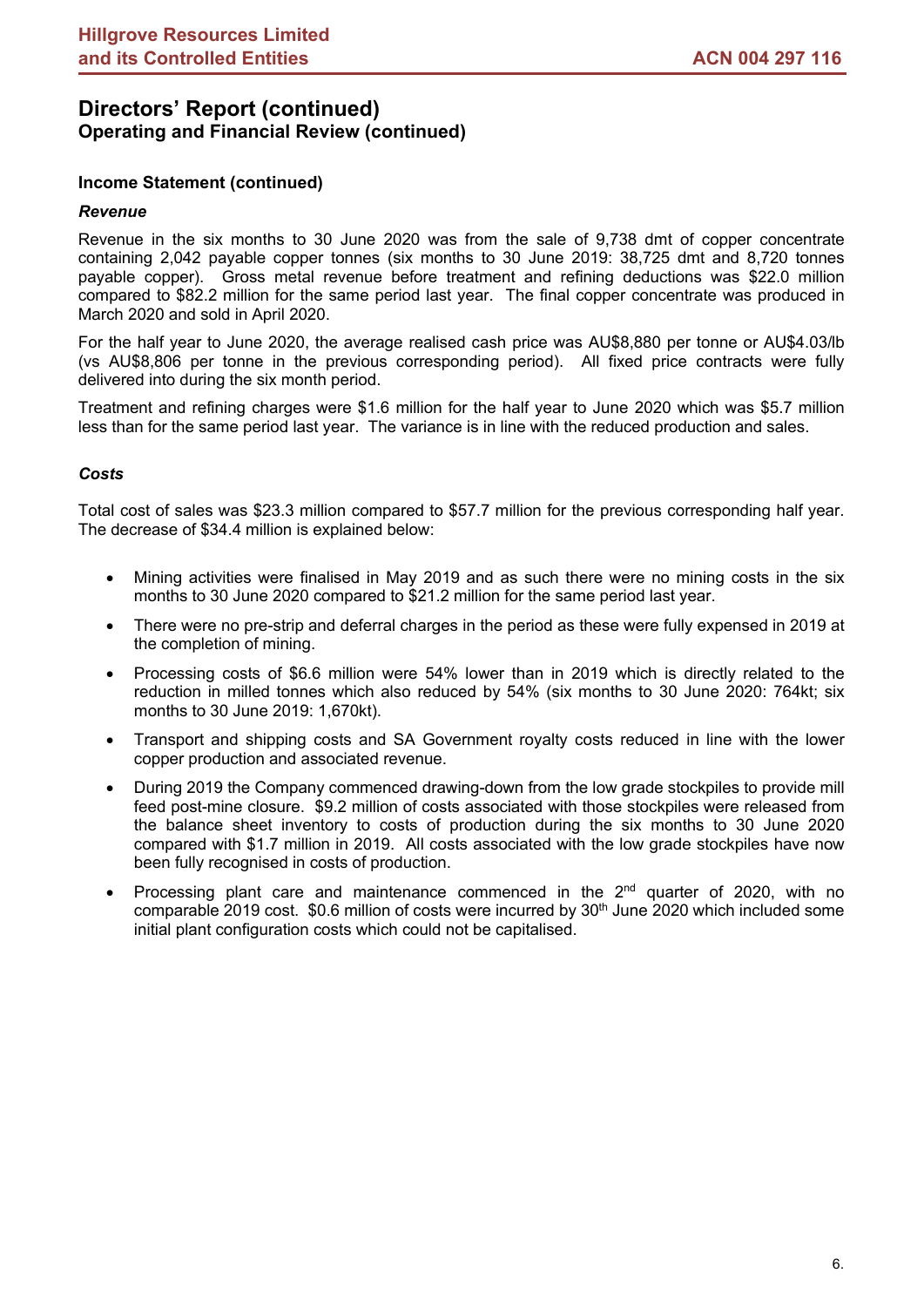## Directors' Report (continued)

### Operating and Financial Review (continued)

#### Income Statement (continued)

***Revenue***

Revenue in the six months to 30 June 2020 was from the sale of 9,738 dmt of copper concentrate containing 2,042 payable copper tonnes (six months to 30 June 2019: 38,725 dmt and 8,720 tonnes payable copper). Gross metal revenue before treatment and refining deductions was $22.0 million compared to $82.2 million for the same period last year. The final copper concentrate was produced in March 2020 and sold in April 2020.

For the half year to June 2020, the average realised cash price was AU$8,880 per tonne or AU$4.03/lb (vs AU$8,806 per tonne in the previous corresponding period). All fixed price contracts were fully delivered into during the six month period.

Treatment and refining charges were $1.6 million for the half year to June 2020 which was $5.7 million less than for the same period last year. The variance is in line with the reduced production and sales.

***Costs***

Total cost of sales was $23.3 million compared to $57.7 million for the previous corresponding half year. The decrease of $34.4 million is explained below:

- Mining activities were finalised in May 2019 and as such there were no mining costs in the six months to 30 June 2020 compared to $21.2 million for the same period last year.
- There were no pre-strip and deferral charges in the period as these were fully expensed in 2019 at the completion of mining.
- Processing costs of $6.6 million were 54% lower than in 2019 which is directly related to the reduction in milled tonnes which also reduced by 54% (six months to 30 June 2020: 764kt; six months to 30 June 2019: 1,670kt).
- Transport and shipping costs and SA Government royalty costs reduced in line with the lower copper production and associated revenue.
- During 2019 the Company commenced drawing-down from the low grade stockpiles to provide mill feed post-mine closure. $9.2 million of costs associated with those stockpiles were released from the balance sheet inventory to costs of production during the six months to 30 June 2020 compared with $1.7 million in 2019. All costs associated with the low grade stockpiles have now been fully recognised in costs of production.
- Processing plant care and maintenance commenced in the 2nd quarter of 2020, with no comparable 2019 cost. $0.6 million of costs were incurred by 30th June 2020 which included some initial plant configuration costs which could not be capitalised.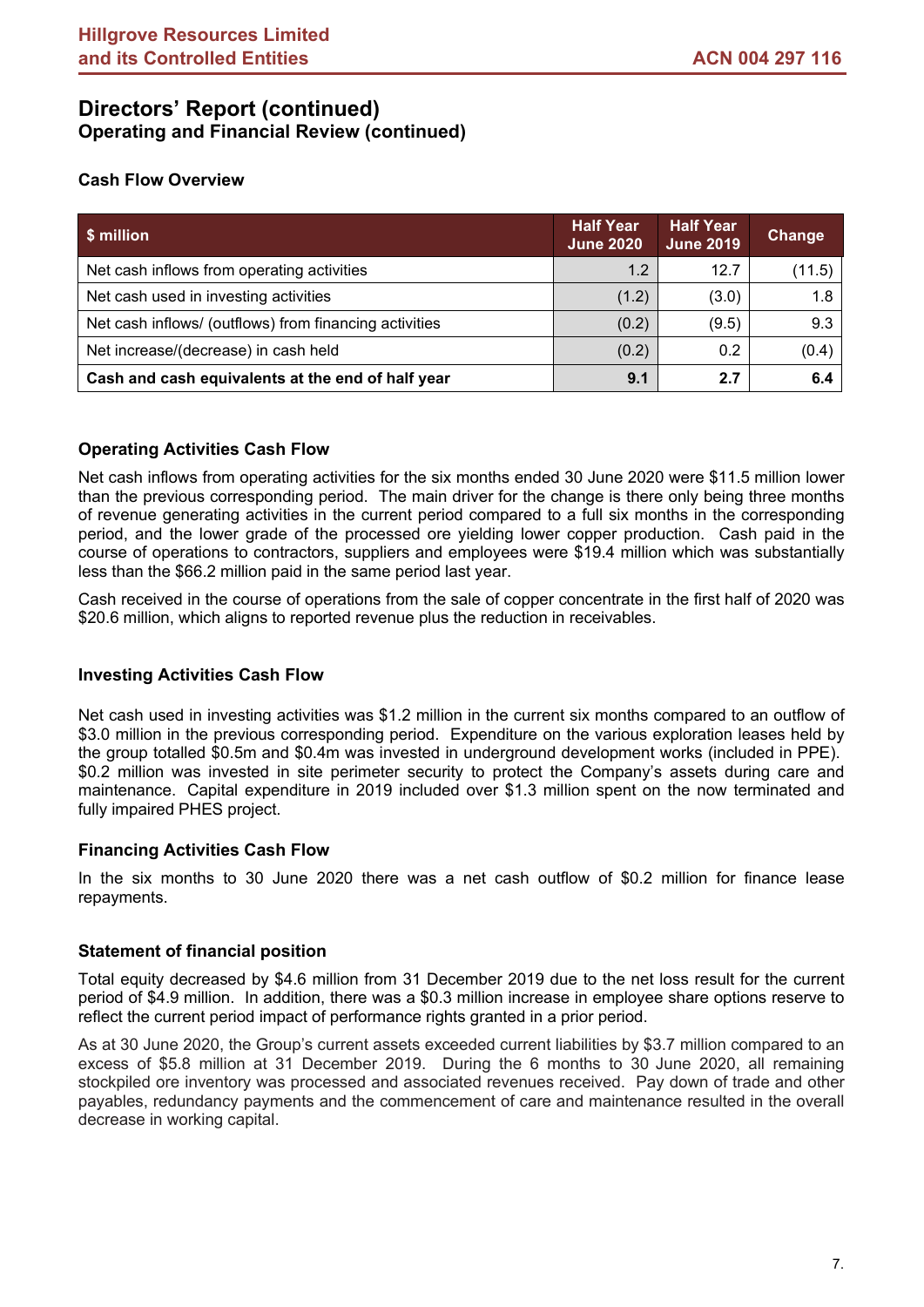# Directors' Report (continued)
## Operating and Financial Review (continued)

### Cash Flow Overview

| $ million | Half Year June 2020 | Half Year June 2019 | Change |
|---|---|---|---|
| Net cash inflows from operating activities | 1.2 | 12.7 | (11.5) |
| Net cash used in investing activities | (1.2) | (3.0) | 1.8 |
| Net cash inflows/ (outflows) from financing activities | (0.2) | (9.5) | 9.3 |
| Net increase/(decrease) in cash held | (0.2) | 0.2 | (0.4) |
| **Cash and cash equivalents at the end of half year** | **9.1** | **2.7** | **6.4** |

### Operating Activities Cash Flow

Net cash inflows from operating activities for the six months ended 30 June 2020 were $11.5 million lower than the previous corresponding period. The main driver for the change is there only being three months of revenue generating activities in the current period compared to a full six months in the corresponding period, and the lower grade of the processed ore yielding lower copper production. Cash paid in the course of operations to contractors, suppliers and employees were $19.4 million which was substantially less than the $66.2 million paid in the same period last year.

Cash received in the course of operations from the sale of copper concentrate in the first half of 2020 was $20.6 million, which aligns to reported revenue plus the reduction in receivables.

### Investing Activities Cash Flow

Net cash used in investing activities was $1.2 million in the current six months compared to an outflow of $3.0 million in the previous corresponding period. Expenditure on the various exploration leases held by the group totalled $0.5m and $0.4m was invested in underground development works (included in PPE). $0.2 million was invested in site perimeter security to protect the Company's assets during care and maintenance. Capital expenditure in 2019 included over $1.3 million spent on the now terminated and fully impaired PHES project.

### Financing Activities Cash Flow

In the six months to 30 June 2020 there was a net cash outflow of $0.2 million for finance lease repayments.

### Statement of financial position

Total equity decreased by $4.6 million from 31 December 2019 due to the net loss result for the current period of $4.9 million. In addition, there was a $0.3 million increase in employee share options reserve to reflect the current period impact of performance rights granted in a prior period.

As at 30 June 2020, the Group's current assets exceeded current liabilities by $3.7 million compared to an excess of $5.8 million at 31 December 2019. During the 6 months to 30 June 2020, all remaining stockpiled ore inventory was processed and associated revenues received. Pay down of trade and other payables, redundancy payments and the commencement of care and maintenance resulted in the overall decrease in working capital.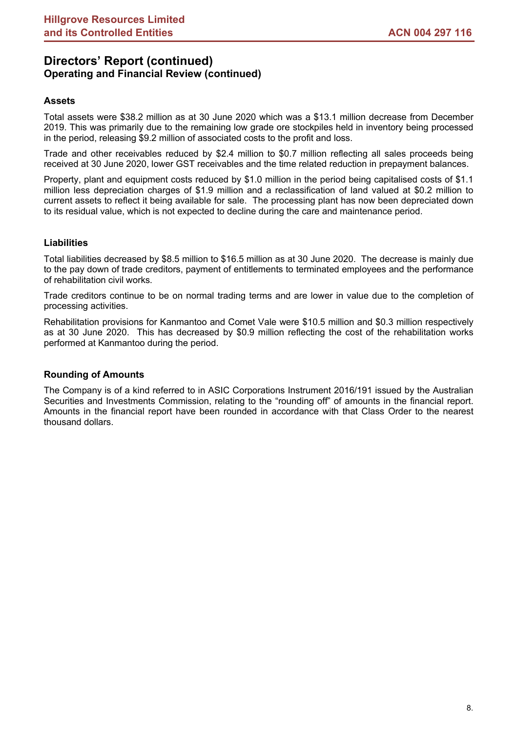# Directors' Report (continued)

## Operating and Financial Review (continued)

### Assets

Total assets were $38.2 million as at 30 June 2020 which was a $13.1 million decrease from December 2019. This was primarily due to the remaining low grade ore stockpiles held in inventory being processed in the period, releasing $9.2 million of associated costs to the profit and loss.

Trade and other receivables reduced by $2.4 million to $0.7 million reflecting all sales proceeds being received at 30 June 2020, lower GST receivables and the time related reduction in prepayment balances.

Property, plant and equipment costs reduced by $1.0 million in the period being capitalised costs of $1.1 million less depreciation charges of $1.9 million and a reclassification of land valued at $0.2 million to current assets to reflect it being available for sale. The processing plant has now been depreciated down to its residual value, which is not expected to decline during the care and maintenance period.

### Liabilities

Total liabilities decreased by $8.5 million to $16.5 million as at 30 June 2020. The decrease is mainly due to the pay down of trade creditors, payment of entitlements to terminated employees and the performance of rehabilitation civil works.

Trade creditors continue to be on normal trading terms and are lower in value due to the completion of processing activities.

Rehabilitation provisions for Kanmantoo and Comet Vale were $10.5 million and $0.3 million respectively as at 30 June 2020. This has decreased by $0.9 million reflecting the cost of the rehabilitation works performed at Kanmantoo during the period.

### Rounding of Amounts

The Company is of a kind referred to in ASIC Corporations Instrument 2016/191 issued by the Australian Securities and Investments Commission, relating to the "rounding off" of amounts in the financial report. Amounts in the financial report have been rounded in accordance with that Class Order to the nearest thousand dollars.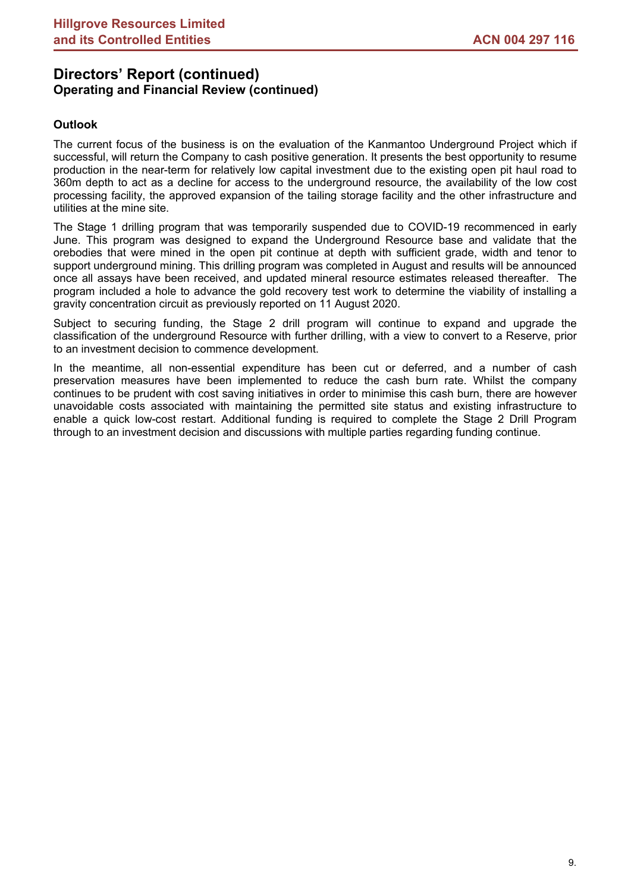## Directors' Report (continued)
### Operating and Financial Review (continued)

#### Outlook

The current focus of the business is on the evaluation of the Kanmantoo Underground Project which if successful, will return the Company to cash positive generation. It presents the best opportunity to resume production in the near-term for relatively low capital investment due to the existing open pit haul road to 360m depth to act as a decline for access to the underground resource, the availability of the low cost processing facility, the approved expansion of the tailing storage facility and the other infrastructure and utilities at the mine site.

The Stage 1 drilling program that was temporarily suspended due to COVID-19 recommenced in early June. This program was designed to expand the Underground Resource base and validate that the orebodies that were mined in the open pit continue at depth with sufficient grade, width and tenor to support underground mining. This drilling program was completed in August and results will be announced once all assays have been received, and updated mineral resource estimates released thereafter. The program included a hole to advance the gold recovery test work to determine the viability of installing a gravity concentration circuit as previously reported on 11 August 2020.

Subject to securing funding, the Stage 2 drill program will continue to expand and upgrade the classification of the underground Resource with further drilling, with a view to convert to a Reserve, prior to an investment decision to commence development.

In the meantime, all non-essential expenditure has been cut or deferred, and a number of cash preservation measures have been implemented to reduce the cash burn rate. Whilst the company continues to be prudent with cost saving initiatives in order to minimise this cash burn, there are however unavoidable costs associated with maintaining the permitted site status and existing infrastructure to enable a quick low-cost restart. Additional funding is required to complete the Stage 2 Drill Program through to an investment decision and discussions with multiple parties regarding funding continue.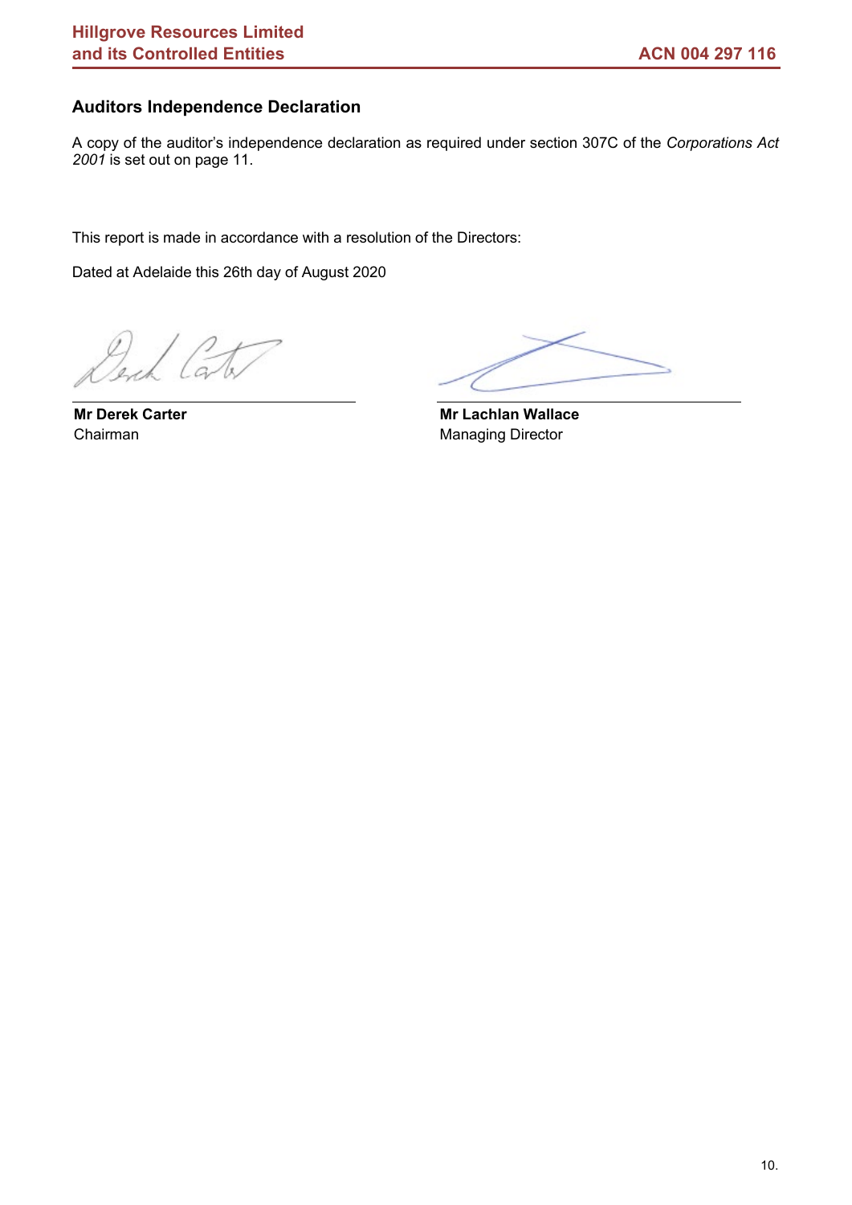## Auditors Independence Declaration

A copy of the auditor's independence declaration as required under section 307C of the *Corporations Act 2001* is set out on page 11.

This report is made in accordance with a resolution of the Directors:

Dated at Adelaide this 26th day of August 2020

**Mr Derek Carter**
Chairman

**Mr Lachlan Wallace**
Managing Director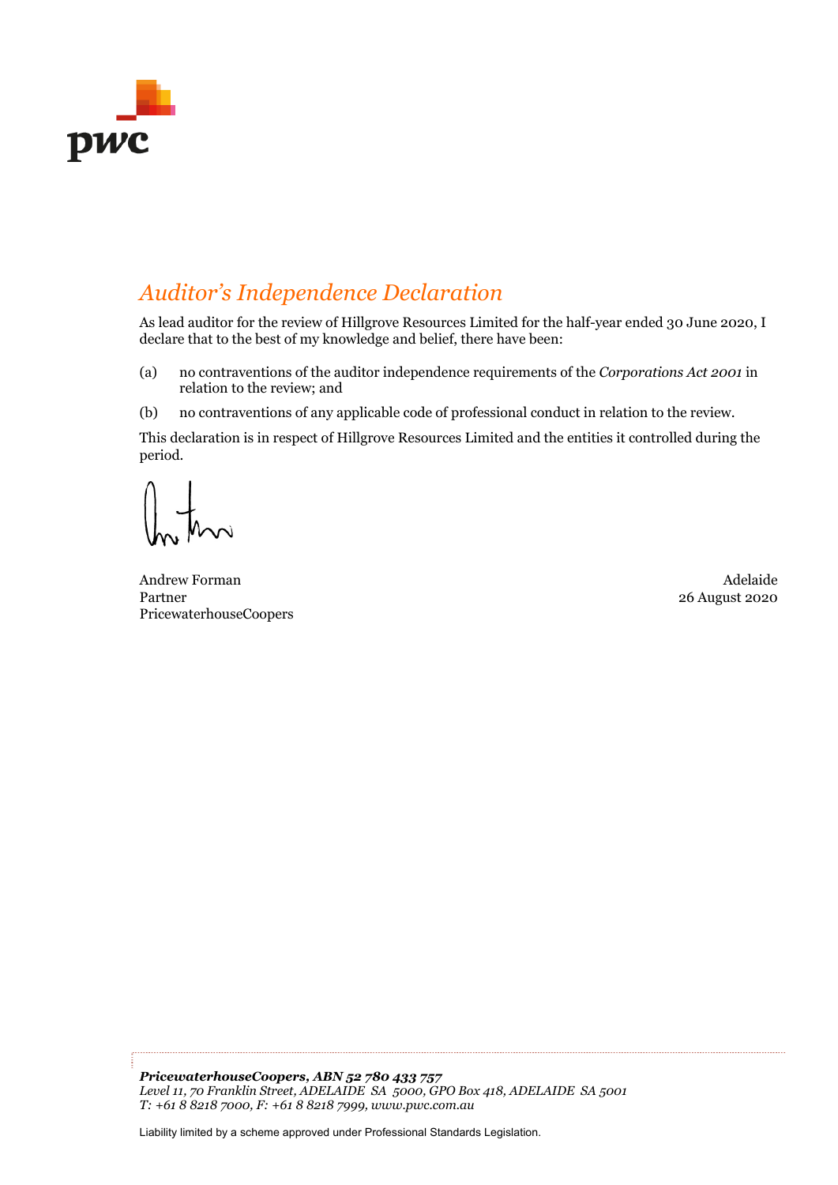## *Auditor's Independence Declaration*

As lead auditor for the review of Hillgrove Resources Limited for the half-year ended 30 June 2020, I declare that to the best of my knowledge and belief, there have been:

(a) no contraventions of the auditor independence requirements of the *Corporations Act 2001* in relation to the review; and

(b) no contraventions of any applicable code of professional conduct in relation to the review.

This declaration is in respect of Hillgrove Resources Limited and the entities it controlled during the period.

Andrew Forman
Partner
PricewaterhouseCoopers

Adelaide
26 August 2020

***PricewaterhouseCoopers, ABN 52 780 433 757***
*Level 11, 70 Franklin Street, ADELAIDE SA 5000, GPO Box 418, ADELAIDE SA 5001*
*T: +61 8 8218 7000, F: +61 8 8218 7999, www.pwc.com.au*

Liability limited by a scheme approved under Professional Standards Legislation.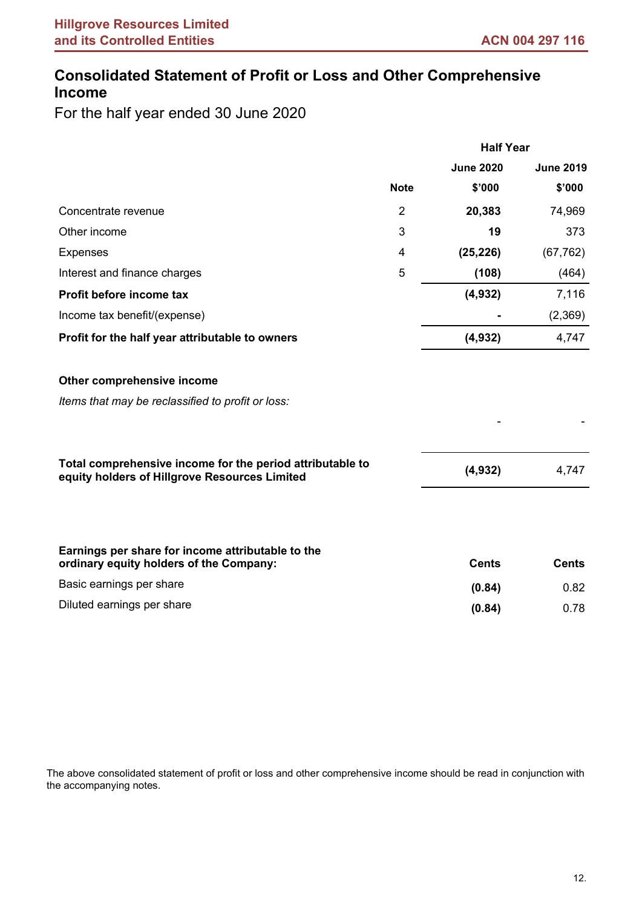# Consolidated Statement of Profit or Loss and Other Comprehensive Income

For the half year ended 30 June 2020

| | | Half Year | |
|---|---|---|---|
| | | **June 2020** | **June 2019** |
| | **Note** | **$'000** | **$'000** |
| Concentrate revenue | 2 | **20,383** | 74,969 |
| Other income | 3 | **19** | 373 |
| Expenses | 4 | **(25,226)** | (67,762) |
| Interest and finance charges | 5 | **(108)** | (464) |
| **Profit before income tax** | | **(4,932)** | 7,116 |
| Income tax benefit/(expense) | | **-** | (2,369) |
| **Profit for the half year attributable to owners** | | **(4,932)** | 4,747 |
| | | | |
| **Other comprehensive income** | | | |
| *Items that may be reclassified to profit or loss:* | | | |
| | | - | - |
| | | | |
| **Total comprehensive income for the period attributable to equity holders of Hillgrove Resources Limited** | | **(4,932)** | 4,747 |

| **Earnings per share for income attributable to the ordinary equity holders of the Company:** | **Cents** | **Cents** |
|---|---|---|
| Basic earnings per share | **(0.84)** | 0.82 |
| Diluted earnings per share | **(0.84)** | 0.78 |

The above consolidated statement of profit or loss and other comprehensive income should be read in conjunction with the accompanying notes.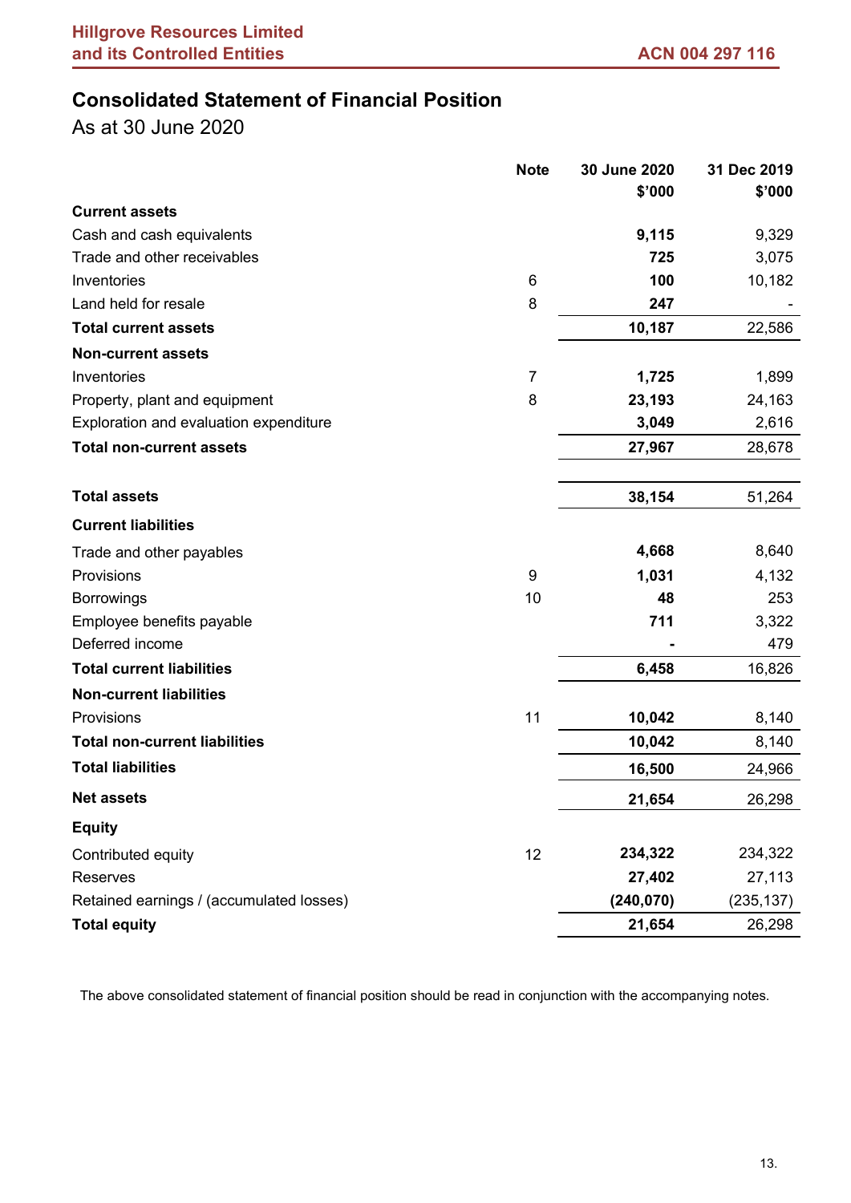# Consolidated Statement of Financial Position

As at 30 June 2020

| | Note | 30 June 2020<br>$'000 | 31 Dec 2019<br>$'000 |
|---|---|---|---|
| **Current assets** | | | |
| Cash and cash equivalents | | **9,115** | 9,329 |
| Trade and other receivables | | **725** | 3,075 |
| Inventories | 6 | **100** | 10,182 |
| Land held for resale | 8 | **247** | - |
| **Total current assets** | | **10,187** | 22,586 |
| **Non-current assets** | | | |
| Inventories | 7 | **1,725** | 1,899 |
| Property, plant and equipment | 8 | **23,193** | 24,163 |
| Exploration and evaluation expenditure | | **3,049** | 2,616 |
| **Total non-current assets** | | **27,967** | 28,678 |
| **Total assets** | | **38,154** | 51,264 |
| **Current liabilities** | | | |
| Trade and other payables | | **4,668** | 8,640 |
| Provisions | 9 | **1,031** | 4,132 |
| Borrowings | 10 | **48** | 253 |
| Employee benefits payable | | **711** | 3,322 |
| Deferred income | | **-** | 479 |
| **Total current liabilities** | | **6,458** | 16,826 |
| **Non-current liabilities** | | | |
| Provisions | 11 | **10,042** | 8,140 |
| **Total non-current liabilities** | | **10,042** | 8,140 |
| **Total liabilities** | | **16,500** | 24,966 |
| **Net assets** | | **21,654** | 26,298 |
| **Equity** | | | |
| Contributed equity | 12 | **234,322** | 234,322 |
| Reserves | | **27,402** | 27,113 |
| Retained earnings / (accumulated losses) | | **(240,070)** | (235,137) |
| **Total equity** | | **21,654** | 26,298 |

The above consolidated statement of financial position should be read in conjunction with the accompanying notes.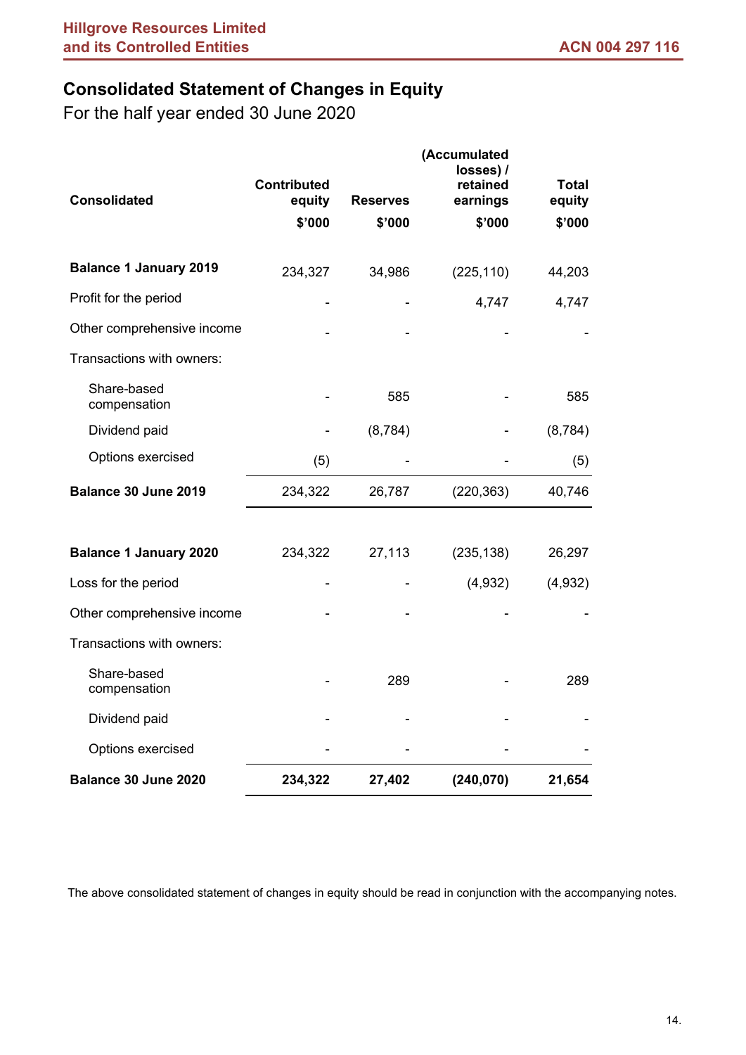# Consolidated Statement of Changes in Equity

For the half year ended 30 June 2020

| Consolidated | Contributed equity | Reserves | (Accumulated losses) / retained earnings | Total equity |
|---|---|---|---|---|
| | $'000 | $'000 | $'000 | $'000 |
| **Balance 1 January 2019** | 234,327 | 34,986 | (225,110) | 44,203 |
| Profit for the period | - | - | 4,747 | 4,747 |
| Other comprehensive income | - | - | - | - |
| Transactions with owners: | | | | |
| Share-based compensation | - | 585 | - | 585 |
| Dividend paid | - | (8,784) | - | (8,784) |
| Options exercised | (5) | - | - | (5) |
| **Balance 30 June 2019** | 234,322 | 26,787 | (220,363) | 40,746 |
| | | | | |
| **Balance 1 January 2020** | 234,322 | 27,113 | (235,138) | 26,297 |
| Loss for the period | - | - | (4,932) | (4,932) |
| Other comprehensive income | - | - | - | - |
| Transactions with owners: | | | | |
| Share-based compensation | - | 289 | - | 289 |
| Dividend paid | - | - | - | - |
| Options exercised | - | - | - | - |
| **Balance 30 June 2020** | **234,322** | **27,402** | **(240,070)** | **21,654** |

The above consolidated statement of changes in equity should be read in conjunction with the accompanying notes.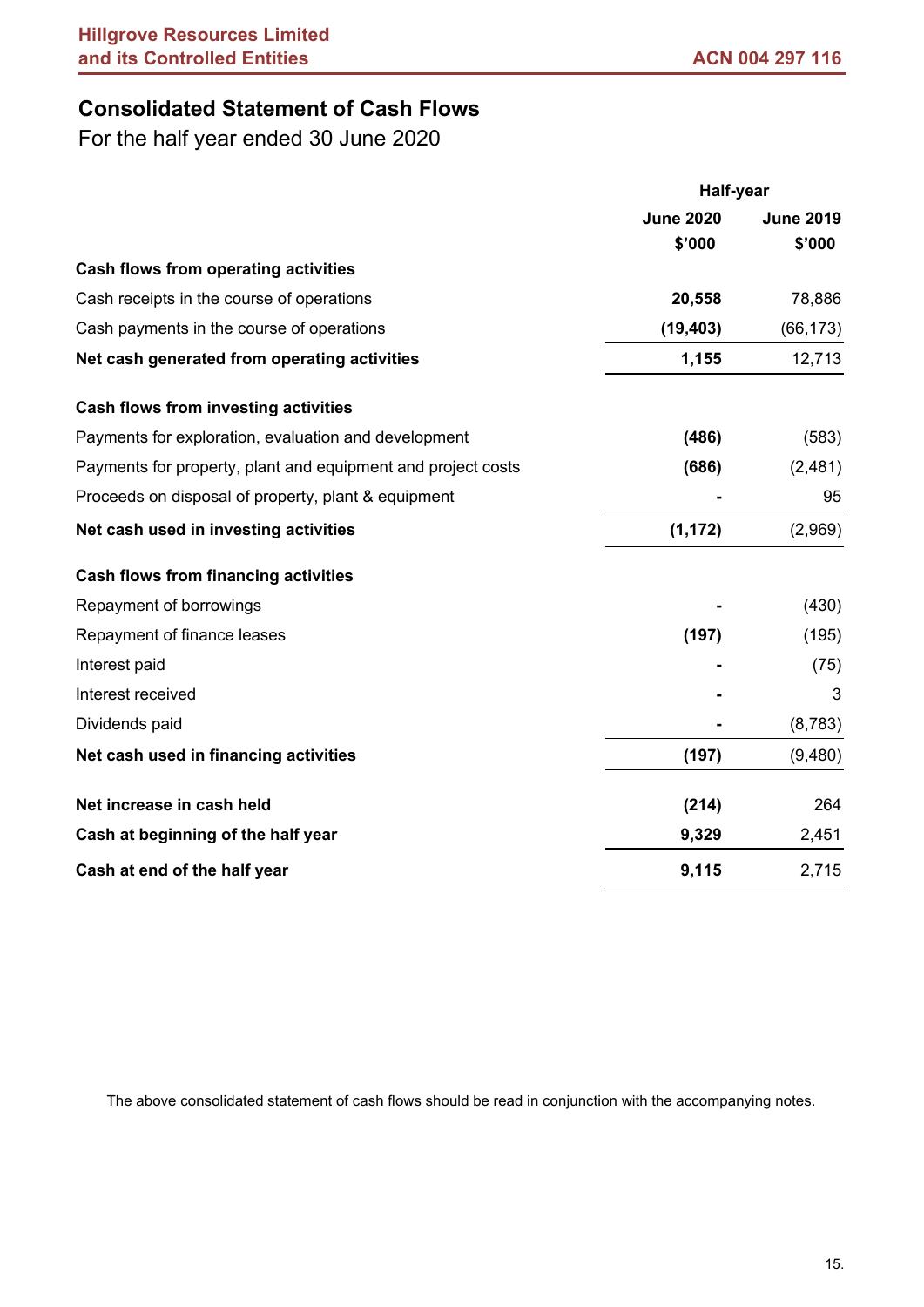# Consolidated Statement of Cash Flows

For the half year ended 30 June 2020

| | Half-year | |
|---|---|---|
| | **June 2020** | **June 2019** |
| | **$'000** | **$'000** |
| **Cash flows from operating activities** | | |
| Cash receipts in the course of operations | **20,558** | 78,886 |
| Cash payments in the course of operations | **(19,403)** | (66,173) |
| **Net cash generated from operating activities** | **1,155** | 12,713 |
| | | |
| **Cash flows from investing activities** | | |
| Payments for exploration, evaluation and development | **(486)** | (583) |
| Payments for property, plant and equipment and project costs | **(686)** | (2,481) |
| Proceeds on disposal of property, plant & equipment | **-** | 95 |
| **Net cash used in investing activities** | **(1,172)** | (2,969) |
| | | |
| **Cash flows from financing activities** | | |
| Repayment of borrowings | **-** | (430) |
| Repayment of finance leases | **(197)** | (195) |
| Interest paid | **-** | (75) |
| Interest received | **-** | 3 |
| Dividends paid | **-** | (8,783) |
| **Net cash used in financing activities** | **(197)** | (9,480) |
| | | |
| **Net increase in cash held** | **(214)** | 264 |
| **Cash at beginning of the half year** | **9,329** | 2,451 |
| **Cash at end of the half year** | **9,115** | 2,715 |

The above consolidated statement of cash flows should be read in conjunction with the accompanying notes.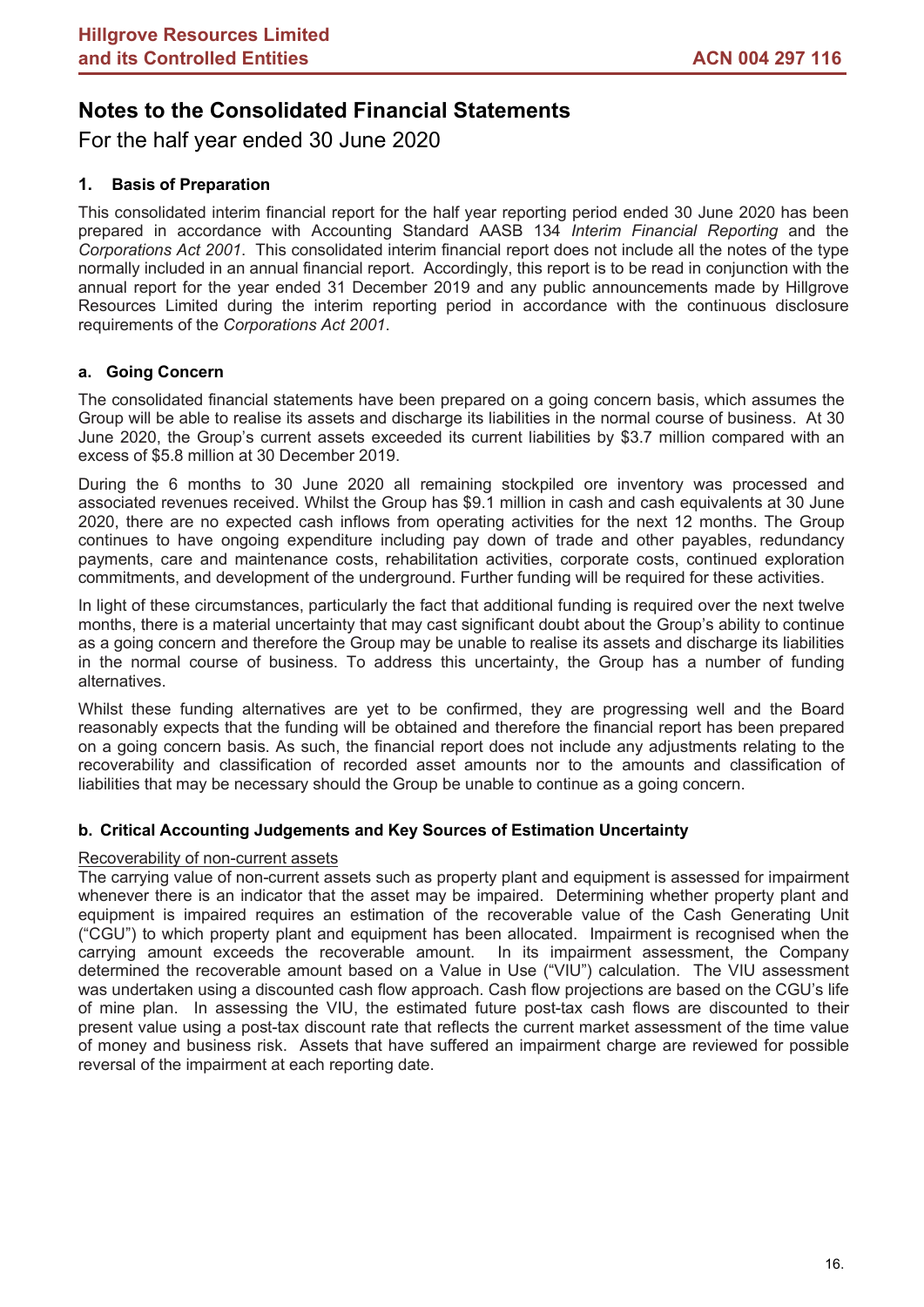# Notes to the Consolidated Financial Statements

For the half year ended 30 June 2020

## 1. Basis of Preparation

This consolidated interim financial report for the half year reporting period ended 30 June 2020 has been prepared in accordance with Accounting Standard AASB 134 *Interim Financial Reporting* and the *Corporations Act 2001*. This consolidated interim financial report does not include all the notes of the type normally included in an annual financial report. Accordingly, this report is to be read in conjunction with the annual report for the year ended 31 December 2019 and any public announcements made by Hillgrove Resources Limited during the interim reporting period in accordance with the continuous disclosure requirements of the *Corporations Act 2001*.

### a. Going Concern

The consolidated financial statements have been prepared on a going concern basis, which assumes the Group will be able to realise its assets and discharge its liabilities in the normal course of business. At 30 June 2020, the Group's current assets exceeded its current liabilities by $3.7 million compared with an excess of $5.8 million at 30 December 2019.

During the 6 months to 30 June 2020 all remaining stockpiled ore inventory was processed and associated revenues received. Whilst the Group has $9.1 million in cash and cash equivalents at 30 June 2020, there are no expected cash inflows from operating activities for the next 12 months. The Group continues to have ongoing expenditure including pay down of trade and other payables, redundancy payments, care and maintenance costs, rehabilitation activities, corporate costs, continued exploration commitments, and development of the underground. Further funding will be required for these activities.

In light of these circumstances, particularly the fact that additional funding is required over the next twelve months, there is a material uncertainty that may cast significant doubt about the Group's ability to continue as a going concern and therefore the Group may be unable to realise its assets and discharge its liabilities in the normal course of business. To address this uncertainty, the Group has a number of funding alternatives.

Whilst these funding alternatives are yet to be confirmed, they are progressing well and the Board reasonably expects that the funding will be obtained and therefore the financial report has been prepared on a going concern basis. As such, the financial report does not include any adjustments relating to the recoverability and classification of recorded asset amounts nor to the amounts and classification of liabilities that may be necessary should the Group be unable to continue as a going concern.

### b. Critical Accounting Judgements and Key Sources of Estimation Uncertainty

Recoverability of non-current assets

The carrying value of non-current assets such as property plant and equipment is assessed for impairment whenever there is an indicator that the asset may be impaired. Determining whether property plant and equipment is impaired requires an estimation of the recoverable value of the Cash Generating Unit ("CGU") to which property plant and equipment has been allocated. Impairment is recognised when the carrying amount exceeds the recoverable amount. In its impairment assessment, the Company determined the recoverable amount based on a Value in Use ("VIU") calculation. The VIU assessment was undertaken using a discounted cash flow approach. Cash flow projections are based on the CGU's life of mine plan. In assessing the VIU, the estimated future post-tax cash flows are discounted to their present value using a post-tax discount rate that reflects the current market assessment of the time value of money and business risk. Assets that have suffered an impairment charge are reviewed for possible reversal of the impairment at each reporting date.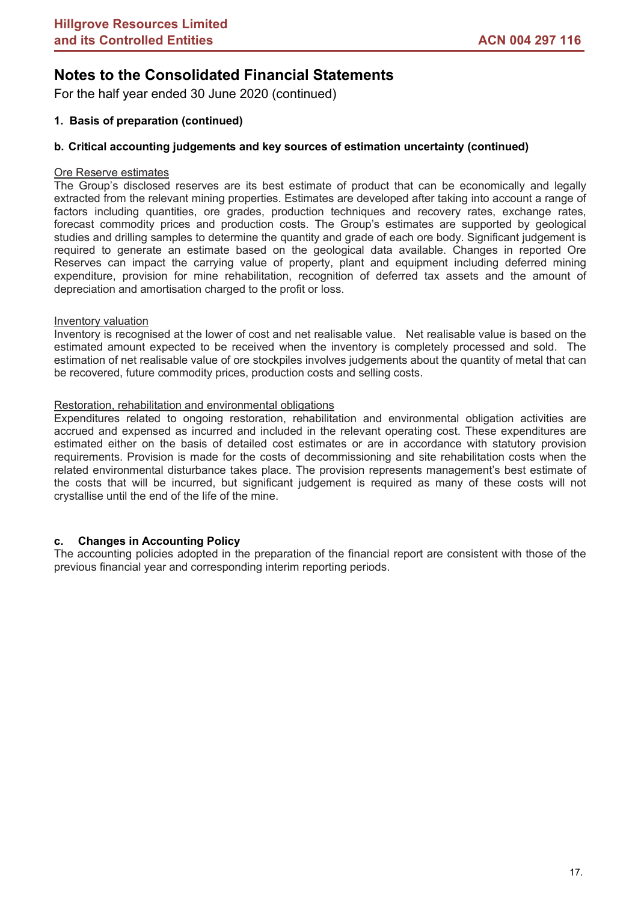# Notes to the Consolidated Financial Statements

For the half year ended 30 June 2020 (continued)

## 1. Basis of preparation (continued)

### b. Critical accounting judgements and key sources of estimation uncertainty (continued)

Ore Reserve estimates

The Group's disclosed reserves are its best estimate of product that can be economically and legally extracted from the relevant mining properties. Estimates are developed after taking into account a range of factors including quantities, ore grades, production techniques and recovery rates, exchange rates, forecast commodity prices and production costs. The Group's estimates are supported by geological studies and drilling samples to determine the quantity and grade of each ore body. Significant judgement is required to generate an estimate based on the geological data available. Changes in reported Ore Reserves can impact the carrying value of property, plant and equipment including deferred mining expenditure, provision for mine rehabilitation, recognition of deferred tax assets and the amount of depreciation and amortisation charged to the profit or loss.

Inventory valuation

Inventory is recognised at the lower of cost and net realisable value. Net realisable value is based on the estimated amount expected to be received when the inventory is completely processed and sold. The estimation of net realisable value of ore stockpiles involves judgements about the quantity of metal that can be recovered, future commodity prices, production costs and selling costs.

Restoration, rehabilitation and environmental obligations

Expenditures related to ongoing restoration, rehabilitation and environmental obligation activities are accrued and expensed as incurred and included in the relevant operating cost. These expenditures are estimated either on the basis of detailed cost estimates or are in accordance with statutory provision requirements. Provision is made for the costs of decommissioning and site rehabilitation costs when the related environmental disturbance takes place. The provision represents management's best estimate of the costs that will be incurred, but significant judgement is required as many of these costs will not crystallise until the end of the life of the mine.

### c. Changes in Accounting Policy

The accounting policies adopted in the preparation of the financial report are consistent with those of the previous financial year and corresponding interim reporting periods.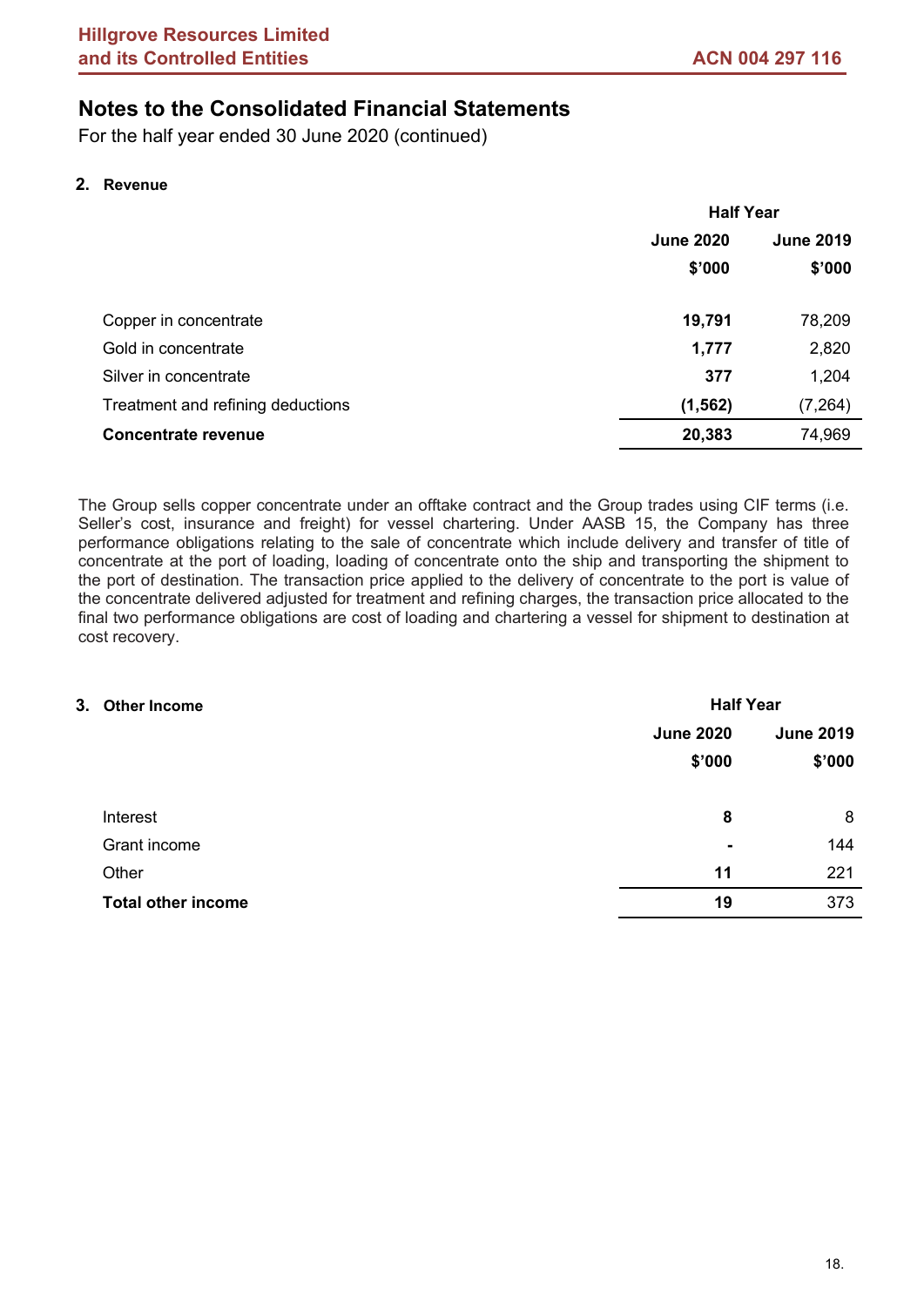# Notes to the Consolidated Financial Statements

For the half year ended 30 June 2020 (continued)

## 2. Revenue

| | Half Year | |
|---|---|---|
| | **June 2020** | **June 2019** |
| | **$'000** | **$'000** |
| Copper in concentrate | **19,791** | 78,209 |
| Gold in concentrate | **1,777** | 2,820 |
| Silver in concentrate | **377** | 1,204 |
| Treatment and refining deductions | **(1,562)** | (7,264) |
| **Concentrate revenue** | **20,383** | 74,969 |

The Group sells copper concentrate under an offtake contract and the Group trades using CIF terms (i.e. Seller's cost, insurance and freight) for vessel chartering. Under AASB 15, the Company has three performance obligations relating to the sale of concentrate which include delivery and transfer of title of concentrate at the port of loading, loading of concentrate onto the ship and transporting the shipment to the port of destination. The transaction price applied to the delivery of concentrate to the port is value of the concentrate delivered adjusted for treatment and refining charges, the transaction price allocated to the final two performance obligations are cost of loading and chartering a vessel for shipment to destination at cost recovery.

## 3. Other Income

| | Half Year | |
|---|---|---|
| | **June 2020** | **June 2019** |
| | **$'000** | **$'000** |
| Interest | **8** | 8 |
| Grant income | **-** | 144 |
| Other | **11** | 221 |
| **Total other income** | **19** | 373 |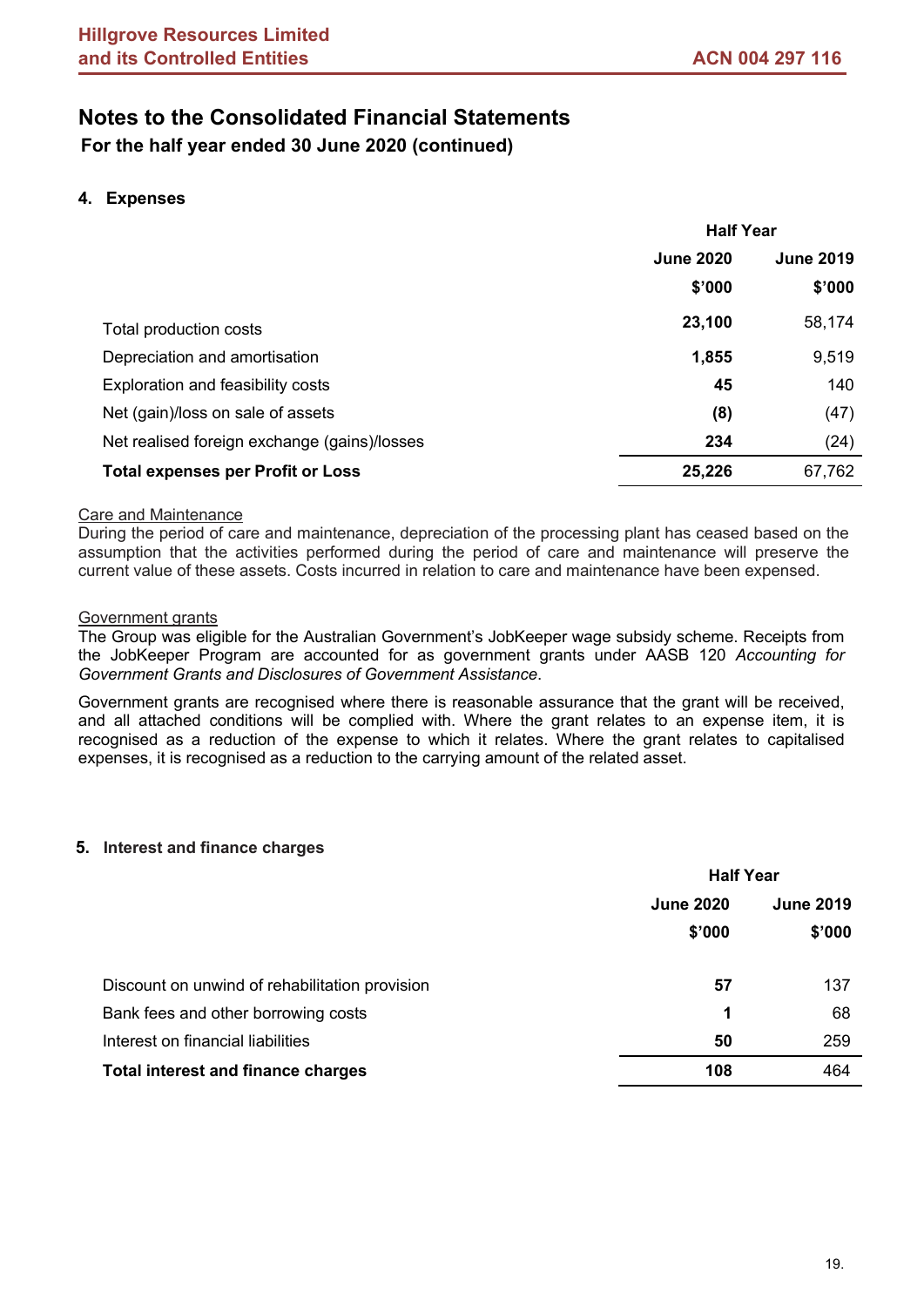# Notes to the Consolidated Financial Statements

**For the half year ended 30 June 2020 (continued)**

## 4. Expenses

| | Half Year | |
|---|---|---|
| | **June 2020** | **June 2019** |
| | **$'000** | **$'000** |
| Total production costs | **23,100** | 58,174 |
| Depreciation and amortisation | **1,855** | 9,519 |
| Exploration and feasibility costs | **45** | 140 |
| Net (gain)/loss on sale of assets | **(8)** | (47) |
| Net realised foreign exchange (gains)/losses | **234** | (24) |
| **Total expenses per Profit or Loss** | **25,226** | 67,762 |

Care and Maintenance

During the period of care and maintenance, depreciation of the processing plant has ceased based on the assumption that the activities performed during the period of care and maintenance will preserve the current value of these assets. Costs incurred in relation to care and maintenance have been expensed.

Government grants

The Group was eligible for the Australian Government's JobKeeper wage subsidy scheme. Receipts from the JobKeeper Program are accounted for as government grants under AASB 120 *Accounting for Government Grants and Disclosures of Government Assistance*.

Government grants are recognised where there is reasonable assurance that the grant will be received, and all attached conditions will be complied with. Where the grant relates to an expense item, it is recognised as a reduction of the expense to which it relates. Where the grant relates to capitalised expenses, it is recognised as a reduction to the carrying amount of the related asset.

## 5. Interest and finance charges

| | Half Year | |
|---|---|---|
| | **June 2020** | **June 2019** |
| | **$'000** | **$'000** |
| Discount on unwind of rehabilitation provision | **57** | 137 |
| Bank fees and other borrowing costs | **1** | 68 |
| Interest on financial liabilities | **50** | 259 |
| **Total interest and finance charges** | **108** | 464 |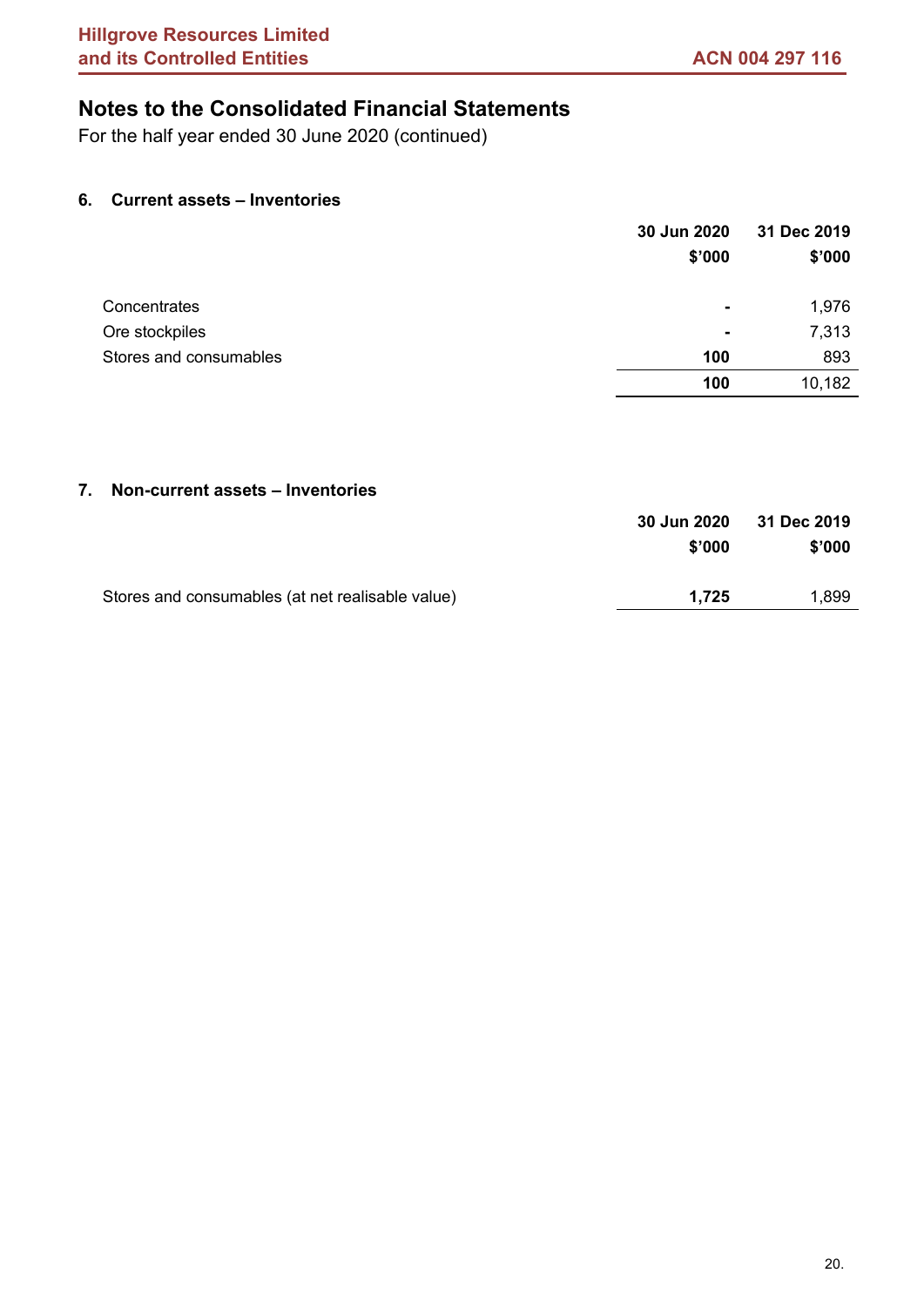# Notes to the Consolidated Financial Statements

For the half year ended 30 June 2020 (continued)

## 6. Current assets – Inventories

| | 30 Jun 2020 | 31 Dec 2019 |
|---|---|---|
| | $'000 | $'000 |
| Concentrates | **-** | 1,976 |
| Ore stockpiles | **-** | 7,313 |
| Stores and consumables | **100** | 893 |
| | **100** | 10,182 |

## 7. Non-current assets – Inventories

| | 30 Jun 2020 | 31 Dec 2019 |
|---|---|---|
| | $'000 | $'000 |
| Stores and consumables (at net realisable value) | **1,725** | 1,899 |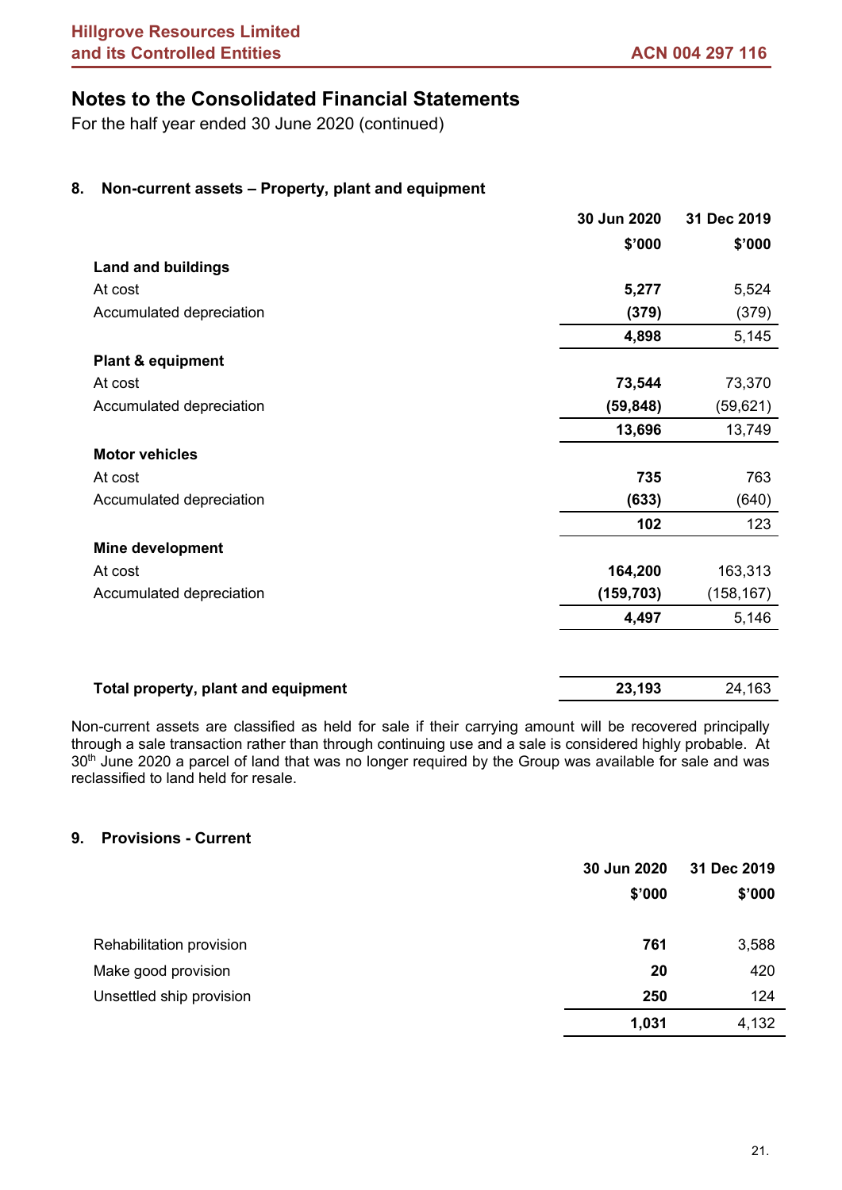# Notes to the Consolidated Financial Statements

For the half year ended 30 June 2020 (continued)

## 8. Non-current assets – Property, plant and equipment

| | 30 Jun 2020 | 31 Dec 2019 |
|---|---|---|
| | $'000 | $'000 |
| **Land and buildings** | | |
| At cost | **5,277** | 5,524 |
| Accumulated depreciation | **(379)** | (379) |
| | **4,898** | 5,145 |
| **Plant & equipment** | | |
| At cost | **73,544** | 73,370 |
| Accumulated depreciation | **(59,848)** | (59,621) |
| | **13,696** | 13,749 |
| **Motor vehicles** | | |
| At cost | **735** | 763 |
| Accumulated depreciation | **(633)** | (640) |
| | **102** | 123 |
| **Mine development** | | |
| At cost | **164,200** | 163,313 |
| Accumulated depreciation | **(159,703)** | (158,167) |
| | **4,497** | 5,146 |
| **Total property, plant and equipment** | **23,193** | 24,163 |

Non-current assets are classified as held for sale if their carrying amount will be recovered principally through a sale transaction rather than through continuing use and a sale is considered highly probable. At 30th June 2020 a parcel of land that was no longer required by the Group was available for sale and was reclassified to land held for resale.

## 9. Provisions - Current

| | 30 Jun 2020 | 31 Dec 2019 |
|---|---|---|
| | $'000 | $'000 |
| Rehabilitation provision | **761** | 3,588 |
| Make good provision | **20** | 420 |
| Unsettled ship provision | **250** | 124 |
| | **1,031** | 4,132 |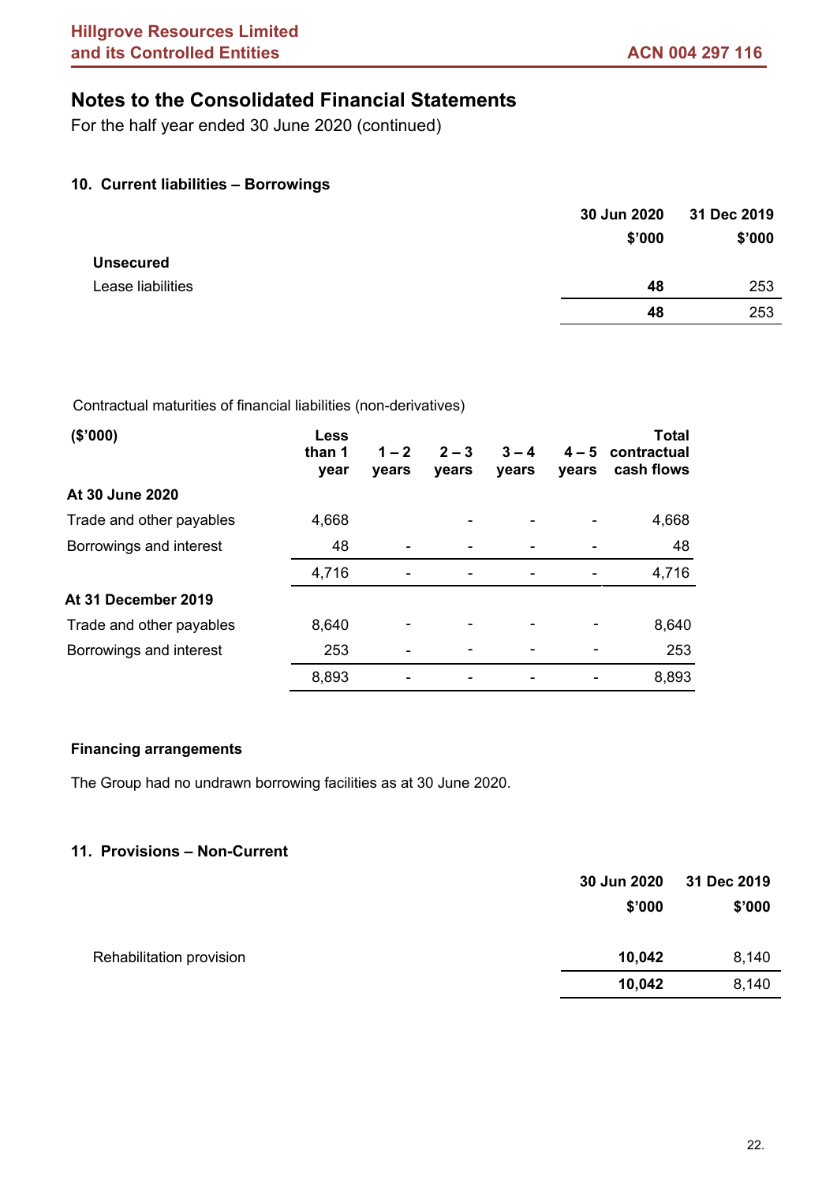# Notes to the Consolidated Financial Statements

For the half year ended 30 June 2020 (continued)

## 10. Current liabilities – Borrowings

| | 30 Jun 2020 $'000 | 31 Dec 2019 $'000 |
|---|---|---|
| **Unsecured** | | |
| Lease liabilities | **48** | 253 |
| | **48** | 253 |

Contractual maturities of financial liabilities (non-derivatives)

| ($'000) | Less than 1 year | 1 – 2 years | 2 – 3 years | 3 – 4 years | 4 – 5 years | Total contractual cash flows |
|---|---|---|---|---|---|---|
| **At 30 June 2020** | | | | | | |
| Trade and other payables | 4,668 | | - | - | - | 4,668 |
| Borrowings and interest | 48 | - | - | - | - | 48 |
| | 4,716 | - | - | - | - | 4,716 |
| **At 31 December 2019** | | | | | | |
| Trade and other payables | 8,640 | - | - | - | - | 8,640 |
| Borrowings and interest | 253 | - | - | - | - | 253 |
| | 8,893 | - | - | - | - | 8,893 |

**Financing arrangements**

The Group had no undrawn borrowing facilities as at 30 June 2020.

## 11. Provisions – Non-Current

| | 30 Jun 2020 $'000 | 31 Dec 2019 $'000 |
|---|---|---|
| Rehabilitation provision | **10,042** | 8,140 |
| | **10,042** | 8,140 |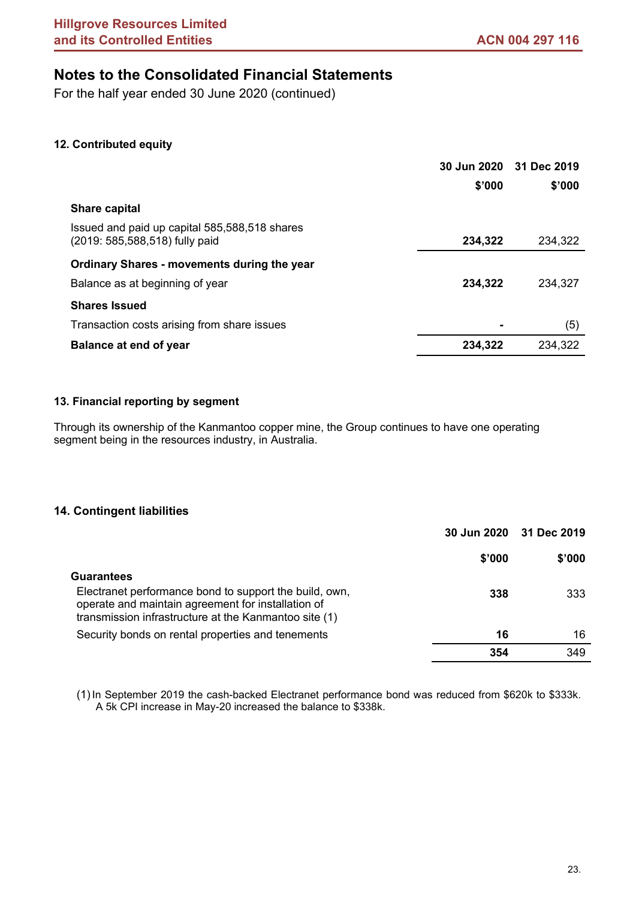# Notes to the Consolidated Financial Statements

For the half year ended 30 June 2020 (continued)

### 12. Contributed equity

| | 30 Jun 2020 $'000 | 31 Dec 2019 $'000 |
|---|---|---|
| **Share capital** | | |
| Issued and paid up capital 585,588,518 shares (2019: 585,588,518) fully paid | **234,322** | 234,322 |
| **Ordinary Shares - movements during the year** | | |
| Balance as at beginning of year | **234,322** | 234,327 |
| **Shares Issued** | | |
| Transaction costs arising from share issues | **-** | (5) |
| **Balance at end of year** | **234,322** | 234,322 |

### 13. Financial reporting by segment

Through its ownership of the Kanmantoo copper mine, the Group continues to have one operating segment being in the resources industry, in Australia.

### 14. Contingent liabilities

| | 30 Jun 2020 $'000 | 31 Dec 2019 $'000 |
|---|---|---|
| **Guarantees** | | |
| Electranet performance bond to support the build, own, operate and maintain agreement for installation of transmission infrastructure at the Kanmantoo site (1) | **338** | 333 |
| Security bonds on rental properties and tenements | **16** | 16 |
| | **354** | 349 |

(1) In September 2019 the cash-backed Electranet performance bond was reduced from $620k to $333k. A 5k CPI increase in May-20 increased the balance to $338k.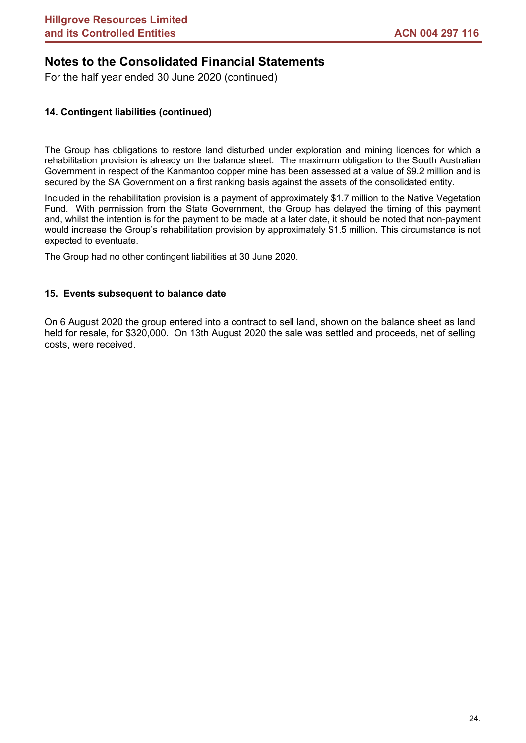## Notes to the Consolidated Financial Statements

For the half year ended 30 June 2020 (continued)

### 14. Contingent liabilities (continued)

The Group has obligations to restore land disturbed under exploration and mining licences for which a rehabilitation provision is already on the balance sheet. The maximum obligation to the South Australian Government in respect of the Kanmantoo copper mine has been assessed at a value of $9.2 million and is secured by the SA Government on a first ranking basis against the assets of the consolidated entity.

Included in the rehabilitation provision is a payment of approximately $1.7 million to the Native Vegetation Fund. With permission from the State Government, the Group has delayed the timing of this payment and, whilst the intention is for the payment to be made at a later date, it should be noted that non-payment would increase the Group's rehabilitation provision by approximately $1.5 million. This circumstance is not expected to eventuate.

The Group had no other contingent liabilities at 30 June 2020.

### 15. Events subsequent to balance date

On 6 August 2020 the group entered into a contract to sell land, shown on the balance sheet as land held for resale, for $320,000. On 13th August 2020 the sale was settled and proceeds, net of selling costs, were received.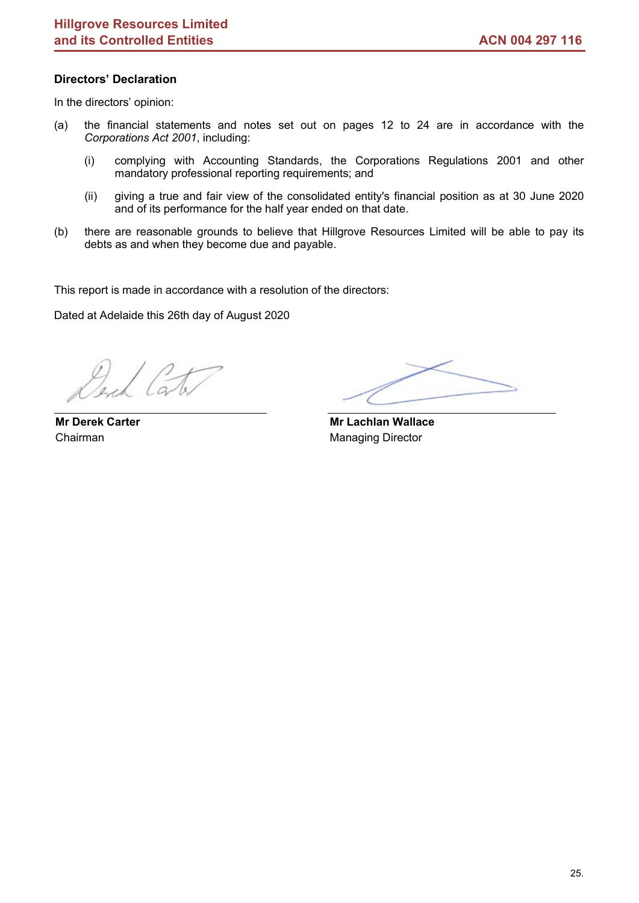## Directors' Declaration

In the directors' opinion:

(a) the financial statements and notes set out on pages 12 to 24 are in accordance with the *Corporations Act 2001*, including:

 (i) complying with Accounting Standards, the Corporations Regulations 2001 and other mandatory professional reporting requirements; and

 (ii) giving a true and fair view of the consolidated entity's financial position as at 30 June 2020 and of its performance for the half year ended on that date.

(b) there are reasonable grounds to believe that Hillgrove Resources Limited will be able to pay its debts as and when they become due and payable.

This report is made in accordance with a resolution of the directors:

Dated at Adelaide this 26th day of August 2020

**Mr Derek Carter**
Chairman

**Mr Lachlan Wallace**
Managing Director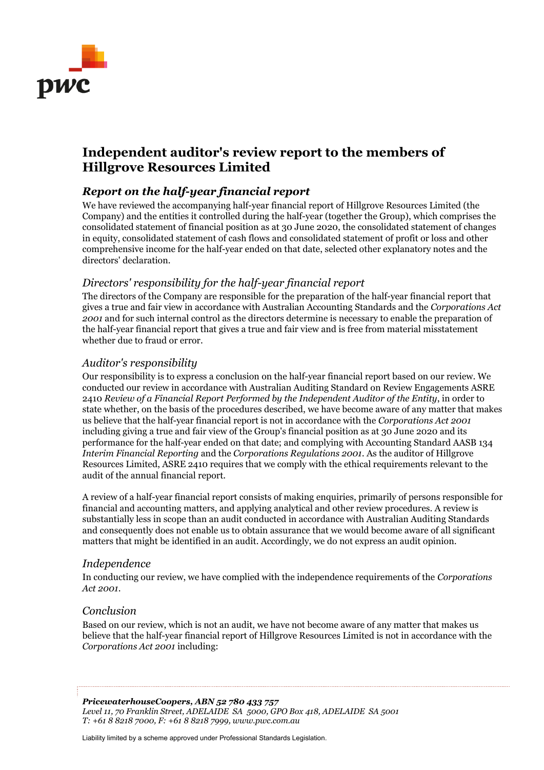# Independent auditor's review report to the members of Hillgrove Resources Limited

## *Report on the half-year financial report*

We have reviewed the accompanying half-year financial report of Hillgrove Resources Limited (the Company) and the entities it controlled during the half-year (together the Group), which comprises the consolidated statement of financial position as at 30 June 2020, the consolidated statement of changes in equity, consolidated statement of cash flows and consolidated statement of profit or loss and other comprehensive income for the half-year ended on that date, selected other explanatory notes and the directors' declaration.

### *Directors' responsibility for the half-year financial report*

The directors of the Company are responsible for the preparation of the half-year financial report that gives a true and fair view in accordance with Australian Accounting Standards and the *Corporations Act 2001* and for such internal control as the directors determine is necessary to enable the preparation of the half-year financial report that gives a true and fair view and is free from material misstatement whether due to fraud or error.

### *Auditor's responsibility*

Our responsibility is to express a conclusion on the half-year financial report based on our review. We conducted our review in accordance with Australian Auditing Standard on Review Engagements ASRE 2410 *Review of a Financial Report Performed by the Independent Auditor of the Entity*, in order to state whether, on the basis of the procedures described, we have become aware of any matter that makes us believe that the half-year financial report is not in accordance with the *Corporations Act 2001* including giving a true and fair view of the Group's financial position as at 30 June 2020 and its performance for the half-year ended on that date; and complying with Accounting Standard AASB 134 *Interim Financial Reporting* and the *Corporations Regulations 2001*. As the auditor of Hillgrove Resources Limited, ASRE 2410 requires that we comply with the ethical requirements relevant to the audit of the annual financial report.

A review of a half-year financial report consists of making enquiries, primarily of persons responsible for financial and accounting matters, and applying analytical and other review procedures. A review is substantially less in scope than an audit conducted in accordance with Australian Auditing Standards and consequently does not enable us to obtain assurance that we would become aware of all significant matters that might be identified in an audit. Accordingly, we do not express an audit opinion.

### *Independence*

In conducting our review, we have complied with the independence requirements of the *Corporations Act 2001*.

### *Conclusion*

Based on our review, which is not an audit, we have not become aware of any matter that makes us believe that the half-year financial report of Hillgrove Resources Limited is not in accordance with the *Corporations Act 2001* including:

***PricewaterhouseCoopers, ABN 52 780 433 757***
*Level 11, 70 Franklin Street, ADELAIDE SA 5000, GPO Box 418, ADELAIDE SA 5001*
*T: +61 8 8218 7000, F: +61 8 8218 7999, www.pwc.com.au*

Liability limited by a scheme approved under Professional Standards Legislation.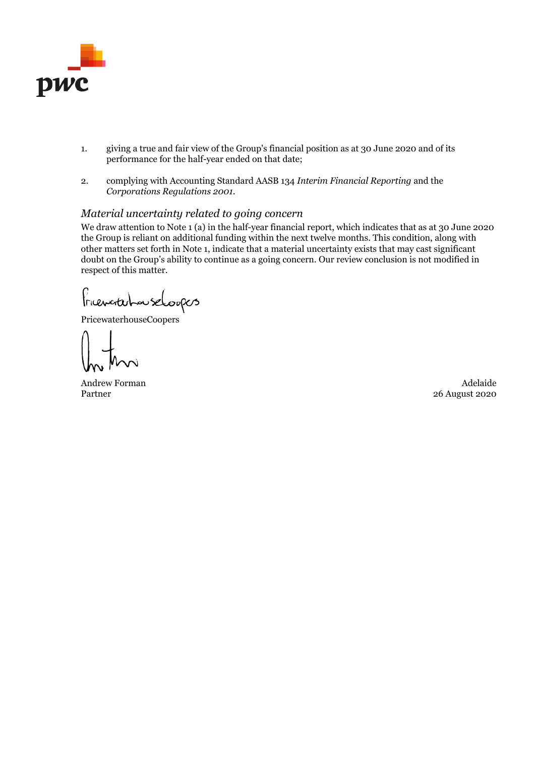1. giving a true and fair view of the Group's financial position as at 30 June 2020 and of its performance for the half-year ended on that date;

2. complying with Accounting Standard AASB 134 *Interim Financial Reporting* and the *Corporations Regulations 2001*.

### *Material uncertainty related to going concern*

We draw attention to Note 1 (a) in the half-year financial report, which indicates that as at 30 June 2020 the Group is reliant on additional funding within the next twelve months. This condition, along with other matters set forth in Note 1, indicate that a material uncertainty exists that may cast significant doubt on the Group's ability to continue as a going concern. Our review conclusion is not modified in respect of this matter.

PricewaterhouseCoopers

Andrew Forman
Partner

Adelaide
26 August 2020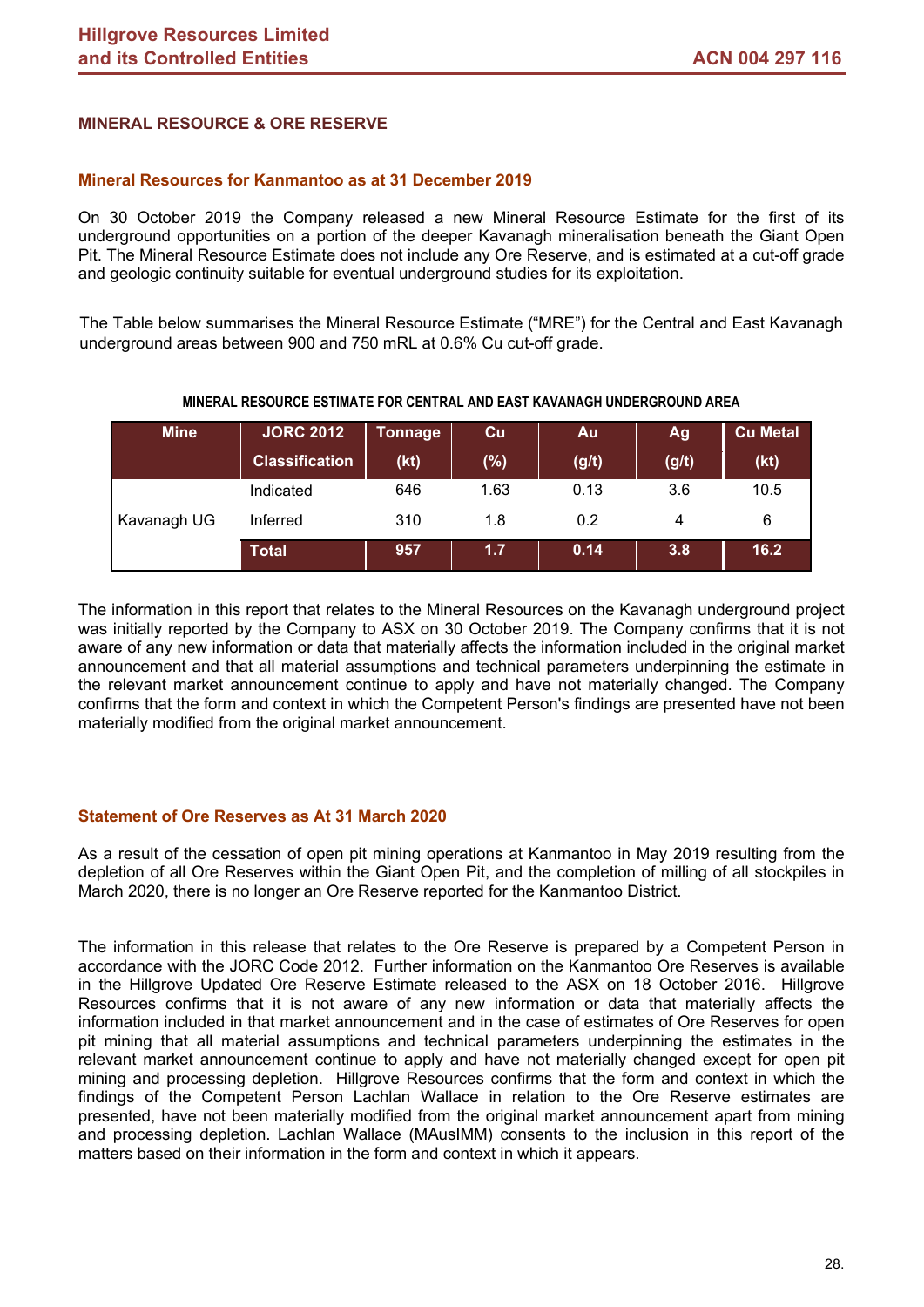## MINERAL RESOURCE & ORE RESERVE

### Mineral Resources for Kanmantoo as at 31 December 2019

On 30 October 2019 the Company released a new Mineral Resource Estimate for the first of its underground opportunities on a portion of the deeper Kavanagh mineralisation beneath the Giant Open Pit. The Mineral Resource Estimate does not include any Ore Reserve, and is estimated at a cut-off grade and geologic continuity suitable for eventual underground studies for its exploitation.

The Table below summarises the Mineral Resource Estimate ("MRE") for the Central and East Kavanagh underground areas between 900 and 750 mRL at 0.6% Cu cut-off grade.

**MINERAL RESOURCE ESTIMATE FOR CENTRAL AND EAST KAVANAGH UNDERGROUND AREA**

| Mine | JORC 2012 Classification | Tonnage (kt) | Cu (%) | Au (g/t) | Ag (g/t) | Cu Metal (kt) |
|---|---|---|---|---|---|---|
| Kavanagh UG | Indicated | 646 | 1.63 | 0.13 | 3.6 | 10.5 |
| | Inferred | 310 | 1.8 | 0.2 | 4 | 6 |
| | **Total** | **957** | **1.7** | **0.14** | **3.8** | **16.2** |

The information in this report that relates to the Mineral Resources on the Kavanagh underground project was initially reported by the Company to ASX on 30 October 2019. The Company confirms that it is not aware of any new information or data that materially affects the information included in the original market announcement and that all material assumptions and technical parameters underpinning the estimate in the relevant market announcement continue to apply and have not materially changed. The Company confirms that the form and context in which the Competent Person's findings are presented have not been materially modified from the original market announcement.

### Statement of Ore Reserves as At 31 March 2020

As a result of the cessation of open pit mining operations at Kanmantoo in May 2019 resulting from the depletion of all Ore Reserves within the Giant Open Pit, and the completion of milling of all stockpiles in March 2020, there is no longer an Ore Reserve reported for the Kanmantoo District.

The information in this release that relates to the Ore Reserve is prepared by a Competent Person in accordance with the JORC Code 2012. Further information on the Kanmantoo Ore Reserves is available in the Hillgrove Updated Ore Reserve Estimate released to the ASX on 18 October 2016. Hillgrove Resources confirms that it is not aware of any new information or data that materially affects the information included in that market announcement and in the case of estimates of Ore Reserves for open pit mining that all material assumptions and technical parameters underpinning the estimates in the relevant market announcement continue to apply and have not materially changed except for open pit mining and processing depletion. Hillgrove Resources confirms that the form and context in which the findings of the Competent Person Lachlan Wallace in relation to the Ore Reserve estimates are presented, have not been materially modified from the original market announcement apart from mining and processing depletion. Lachlan Wallace (MAusIMM) consents to the inclusion in this report of the matters based on their information in the form and context in which it appears.